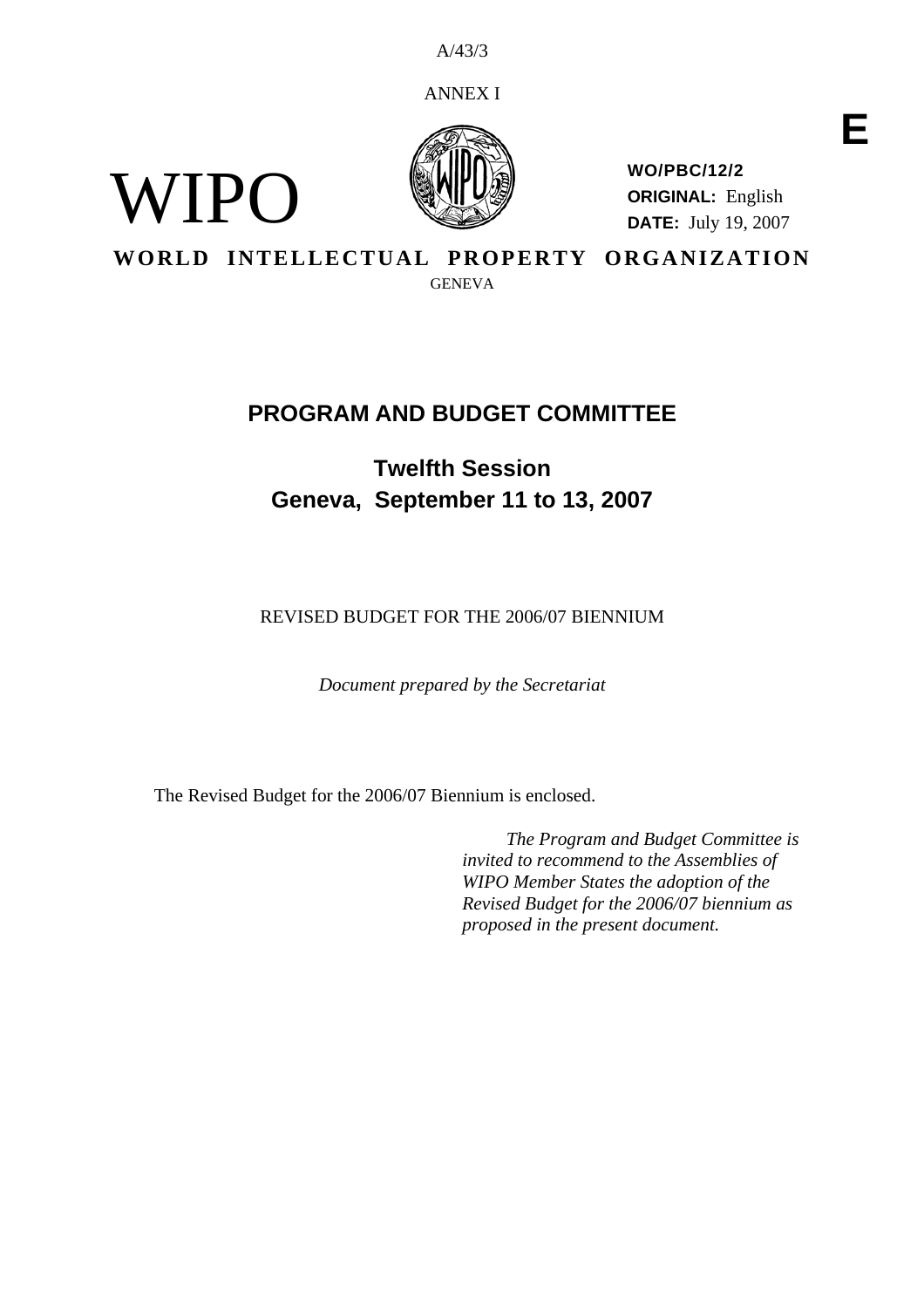A/43/3

ANNEX I

E

WIPO

**WO/PBC/12/2**
**ORIGINAL:** English
**DATE:** July 19, 2007

**WORLD INTELLECTUAL PROPERTY ORGANIZATION**
GENEVA

# PROGRAM AND BUDGET COMMITTEE

## Twelfth Session
## Geneva, September 11 to 13, 2007

REVISED BUDGET FOR THE 2006/07 BIENNIUM

*Document prepared by the Secretariat*

The Revised Budget for the 2006/07 Biennium is enclosed.

*The Program and Budget Committee is invited to recommend to the Assemblies of WIPO Member States the adoption of the Revised Budget for the 2006/07 biennium as proposed in the present document.*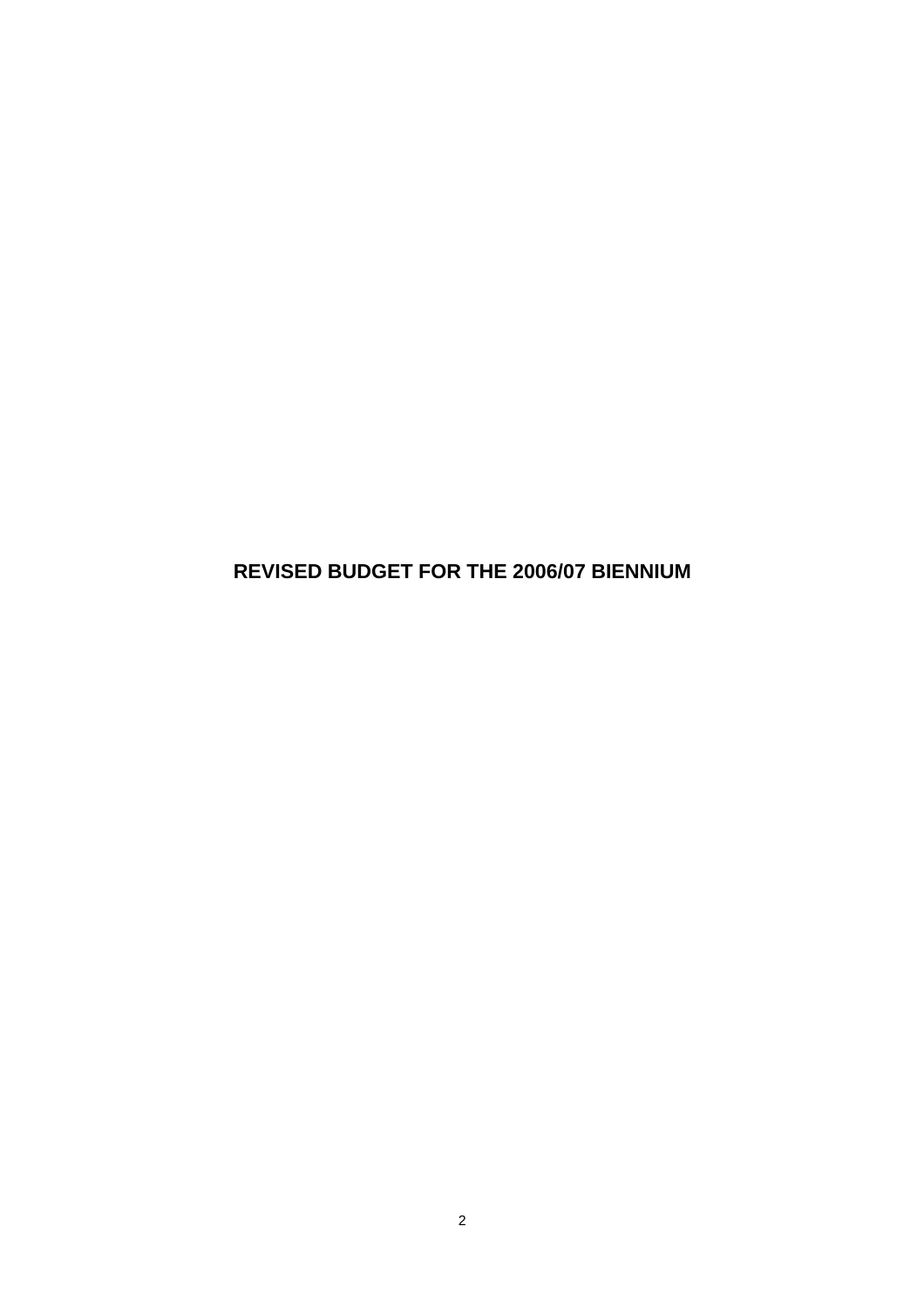# REVISED BUDGET FOR THE 2006/07 BIENNIUM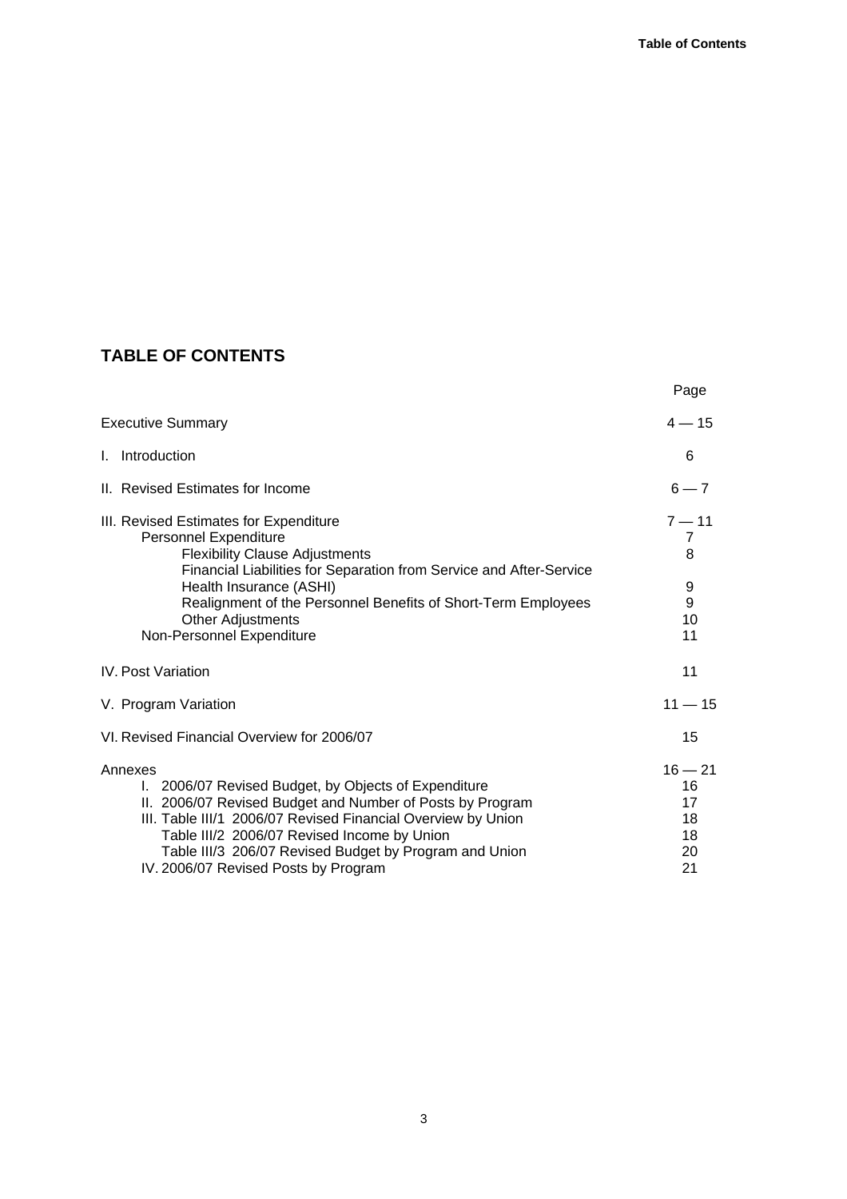## TABLE OF CONTENTS

| | Page |
|---|---|
| Executive Summary | 4 — 15 |
| I. Introduction | 6 |
| II. Revised Estimates for Income | 6 — 7 |
| III. Revised Estimates for Expenditure | 7 — 11 |
| Personnel Expenditure | 7 |
| Flexibility Clause Adjustments | 8 |
| Financial Liabilities for Separation from Service and After-Service Health Insurance (ASHI) | 9 |
| Realignment of the Personnel Benefits of Short-Term Employees | 9 |
| Other Adjustments | 10 |
| Non-Personnel Expenditure | 11 |
| IV. Post Variation | 11 |
| V. Program Variation | 11 — 15 |
| VI. Revised Financial Overview for 2006/07 | 15 |
| Annexes | 16 — 21 |
| I. 2006/07 Revised Budget, by Objects of Expenditure | 16 |
| II. 2006/07 Revised Budget and Number of Posts by Program | 17 |
| III. Table III/1 2006/07 Revised Financial Overview by Union | 18 |
| Table III/2 2006/07 Revised Income by Union | 18 |
| Table III/3 206/07 Revised Budget by Program and Union | 20 |
| IV. 2006/07 Revised Posts by Program | 21 |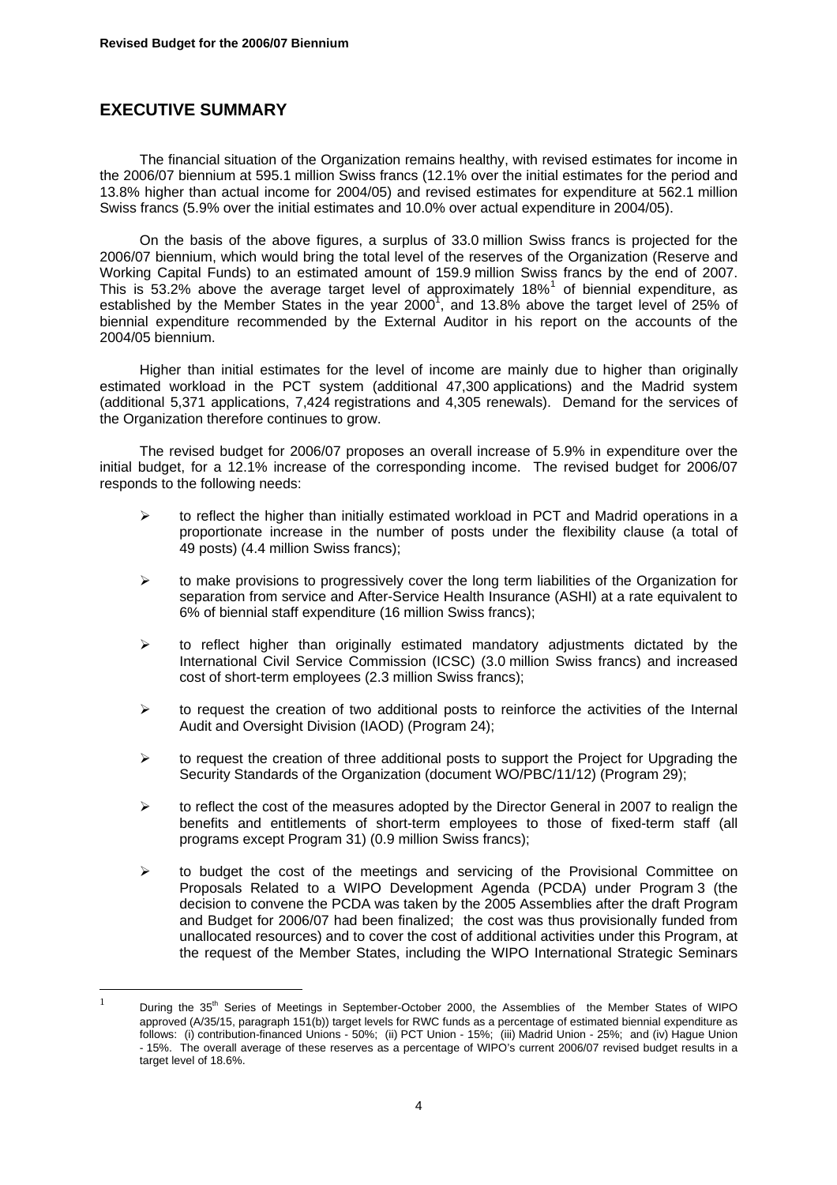## EXECUTIVE SUMMARY

The financial situation of the Organization remains healthy, with revised estimates for income in the 2006/07 biennium at 595.1 million Swiss francs (12.1% over the initial estimates for the period and 13.8% higher than actual income for 2004/05) and revised estimates for expenditure at 562.1 million Swiss francs (5.9% over the initial estimates and 10.0% over actual expenditure in 2004/05).

On the basis of the above figures, a surplus of 33.0 million Swiss francs is projected for the 2006/07 biennium, which would bring the total level of the reserves of the Organization (Reserve and Working Capital Funds) to an estimated amount of 159.9 million Swiss francs by the end of 2007. This is 53.2% above the average target level of approximately 18%[1] of biennial expenditure, as established by the Member States in the year 2000[1], and 13.8% above the target level of 25% of biennial expenditure recommended by the External Auditor in his report on the accounts of the 2004/05 biennium.

Higher than initial estimates for the level of income are mainly due to higher than originally estimated workload in the PCT system (additional 47,300 applications) and the Madrid system (additional 5,371 applications, 7,424 registrations and 4,305 renewals). Demand for the services of the Organization therefore continues to grow.

The revised budget for 2006/07 proposes an overall increase of 5.9% in expenditure over the initial budget, for a 12.1% increase of the corresponding income. The revised budget for 2006/07 responds to the following needs:

- to reflect the higher than initially estimated workload in PCT and Madrid operations in a proportionate increase in the number of posts under the flexibility clause (a total of 49 posts) (4.4 million Swiss francs);
- to make provisions to progressively cover the long term liabilities of the Organization for separation from service and After-Service Health Insurance (ASHI) at a rate equivalent to 6% of biennial staff expenditure (16 million Swiss francs);
- to reflect higher than originally estimated mandatory adjustments dictated by the International Civil Service Commission (ICSC) (3.0 million Swiss francs) and increased cost of short-term employees (2.3 million Swiss francs);
- to request the creation of two additional posts to reinforce the activities of the Internal Audit and Oversight Division (IAOD) (Program 24);
- to request the creation of three additional posts to support the Project for Upgrading the Security Standards of the Organization (document WO/PBC/11/12) (Program 29);
- to reflect the cost of the measures adopted by the Director General in 2007 to realign the benefits and entitlements of short-term employees to those of fixed-term staff (all programs except Program 31) (0.9 million Swiss francs);
- to budget the cost of the meetings and servicing of the Provisional Committee on Proposals Related to a WIPO Development Agenda (PCDA) under Program 3 (the decision to convene the PCDA was taken by the 2005 Assemblies after the draft Program and Budget for 2006/07 had been finalized; the cost was thus provisionally funded from unallocated resources) and to cover the cost of additional activities under this Program, at the request of the Member States, including the WIPO International Strategic Seminars

---

[1] During the 35th Series of Meetings in September-October 2000, the Assemblies of the Member States of WIPO approved (A/35/15, paragraph 151(b)) target levels for RWC funds as a percentage of estimated biennial expenditure as follows: (i) contribution-financed Unions - 50%; (ii) PCT Union - 15%; (iii) Madrid Union - 25%; and (iv) Hague Union - 15%. The overall average of these reserves as a percentage of WIPO's current 2006/07 revised budget results in a target level of 18.6%.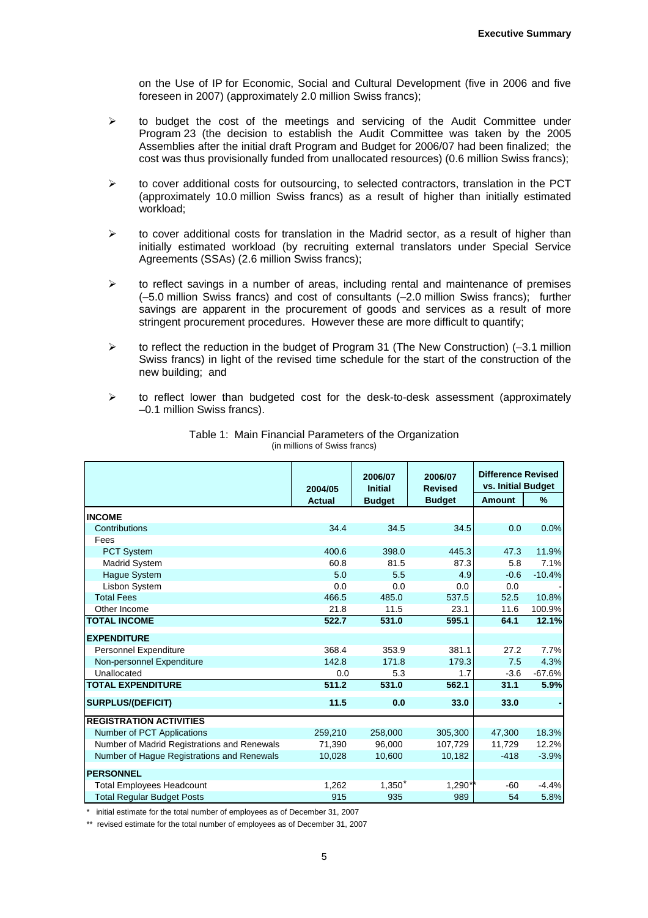on the Use of IP for Economic, Social and Cultural Development (five in 2006 and five foreseen in 2007) (approximately 2.0 million Swiss francs);

- to budget the cost of the meetings and servicing of the Audit Committee under Program 23 (the decision to establish the Audit Committee was taken by the 2005 Assemblies after the initial draft Program and Budget for 2006/07 had been finalized; the cost was thus provisionally funded from unallocated resources) (0.6 million Swiss francs);

- to cover additional costs for outsourcing, to selected contractors, translation in the PCT (approximately 10.0 million Swiss francs) as a result of higher than initially estimated workload;

- to cover additional costs for translation in the Madrid sector, as a result of higher than initially estimated workload (by recruiting external translators under Special Service Agreements (SSAs) (2.6 million Swiss francs);

- to reflect savings in a number of areas, including rental and maintenance of premises (–5.0 million Swiss francs) and cost of consultants (–2.0 million Swiss francs); further savings are apparent in the procurement of goods and services as a result of more stringent procurement procedures. However these are more difficult to quantify;

- to reflect the reduction in the budget of Program 31 (The New Construction) (–3.1 million Swiss francs) in light of the revised time schedule for the start of the construction of the new building; and

- to reflect lower than budgeted cost for the desk-to-desk assessment (approximately –0.1 million Swiss francs).

Table 1: Main Financial Parameters of the Organization
(in millions of Swiss francs)

| | 2004/05 Actual | 2006/07 Initial Budget | 2006/07 Revised Budget | Difference Revised vs. Initial Budget | |
|---|---|---|---|---|---|
| | | | | Amount | % |
| **INCOME** | | | | | |
| Contributions | 34.4 | 34.5 | 34.5 | 0.0 | 0.0% |
| Fees | | | | | |
| PCT System | 400.6 | 398.0 | 445.3 | 47.3 | 11.9% |
| Madrid System | 60.8 | 81.5 | 87.3 | 5.8 | 7.1% |
| Hague System | 5.0 | 5.5 | 4.9 | -0.6 | -10.4% |
| Lisbon System | 0.0 | 0.0 | 0.0 | 0.0 | - |
| Total Fees | 466.5 | 485.0 | 537.5 | 52.5 | 10.8% |
| Other Income | 21.8 | 11.5 | 23.1 | 11.6 | 100.9% |
| **TOTAL INCOME** | **522.7** | **531.0** | **595.1** | **64.1** | **12.1%** |
| **EXPENDITURE** | | | | | |
| Personnel Expenditure | 368.4 | 353.9 | 381.1 | 27.2 | 7.7% |
| Non-personnel Expenditure | 142.8 | 171.8 | 179.3 | 7.5 | 4.3% |
| Unallocated | 0.0 | 5.3 | 1.7 | -3.6 | -67.6% |
| **TOTAL EXPENDITURE** | **511.2** | **531.0** | **562.1** | **31.1** | **5.9%** |
| **SURPLUS/(DEFICIT)** | **11.5** | **0.0** | **33.0** | **33.0** | **-** |
| **REGISTRATION ACTIVITIES** | | | | | |
| Number of PCT Applications | 259,210 | 258,000 | 305,300 | 47,300 | 18.3% |
| Number of Madrid Registrations and Renewals | 71,390 | 96,000 | 107,729 | 11,729 | 12.2% |
| Number of Hague Registrations and Renewals | 10,028 | 10,600 | 10,182 | -418 | -3.9% |
| **PERSONNEL** | | | | | |
| Total Employees Headcount | 1,262 | 1,350* | 1,290** | -60 | -4.4% |
| Total Regular Budget Posts | 915 | 935 | 989 | 54 | 5.8% |

\* initial estimate for the total number of employees as of December 31, 2007

\*\* revised estimate for the total number of employees as of December 31, 2007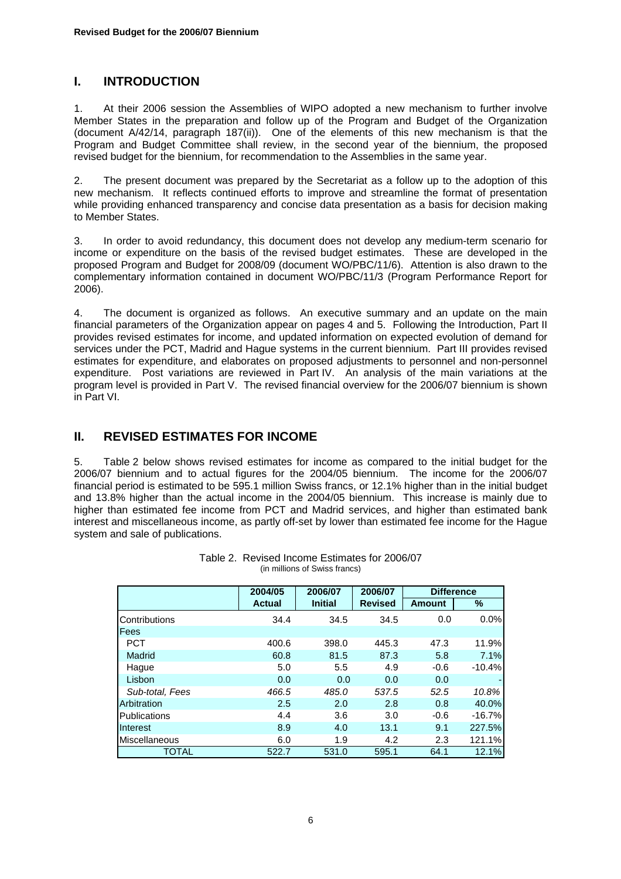## I. INTRODUCTION

1. At their 2006 session the Assemblies of WIPO adopted a new mechanism to further involve Member States in the preparation and follow up of the Program and Budget of the Organization (document A/42/14, paragraph 187(ii)). One of the elements of this new mechanism is that the Program and Budget Committee shall review, in the second year of the biennium, the proposed revised budget for the biennium, for recommendation to the Assemblies in the same year.

2. The present document was prepared by the Secretariat as a follow up to the adoption of this new mechanism. It reflects continued efforts to improve and streamline the format of presentation while providing enhanced transparency and concise data presentation as a basis for decision making to Member States.

3. In order to avoid redundancy, this document does not develop any medium-term scenario for income or expenditure on the basis of the revised budget estimates. These are developed in the proposed Program and Budget for 2008/09 (document WO/PBC/11/6). Attention is also drawn to the complementary information contained in document WO/PBC/11/3 (Program Performance Report for 2006).

4. The document is organized as follows. An executive summary and an update on the main financial parameters of the Organization appear on pages 4 and 5. Following the Introduction, Part II provides revised estimates for income, and updated information on expected evolution of demand for services under the PCT, Madrid and Hague systems in the current biennium. Part III provides revised estimates for expenditure, and elaborates on proposed adjustments to personnel and non-personnel expenditure. Post variations are reviewed in Part IV. An analysis of the main variations at the program level is provided in Part V. The revised financial overview for the 2006/07 biennium is shown in Part VI.

## II. REVISED ESTIMATES FOR INCOME

5. Table 2 below shows revised estimates for income as compared to the initial budget for the 2006/07 biennium and to actual figures for the 2004/05 biennium. The income for the 2006/07 financial period is estimated to be 595.1 million Swiss francs, or 12.1% higher than in the initial budget and 13.8% higher than the actual income in the 2004/05 biennium. This increase is mainly due to higher than estimated fee income from PCT and Madrid services, and higher than estimated bank interest and miscellaneous income, as partly off-set by lower than estimated fee income for the Hague system and sale of publications.

Table 2. Revised Income Estimates for 2006/07
(in millions of Swiss francs)

| | 2004/05 | 2006/07 | 2006/07 | Difference | |
|---|---|---|---|---|---|
| | **Actual** | **Initial** | **Revised** | **Amount** | **%** |
| Contributions | 34.4 | 34.5 | 34.5 | 0.0 | 0.0% |
| Fees | | | | | |
| PCT | 400.6 | 398.0 | 445.3 | 47.3 | 11.9% |
| Madrid | 60.8 | 81.5 | 87.3 | 5.8 | 7.1% |
| Hague | 5.0 | 5.5 | 4.9 | -0.6 | -10.4% |
| Lisbon | 0.0 | 0.0 | 0.0 | 0.0 | - |
| *Sub-total, Fees* | *466.5* | *485.0* | *537.5* | *52.5* | *10.8%* |
| Arbitration | 2.5 | 2.0 | 2.8 | 0.8 | 40.0% |
| Publications | 4.4 | 3.6 | 3.0 | -0.6 | -16.7% |
| Interest | 8.9 | 4.0 | 13.1 | 9.1 | 227.5% |
| Miscellaneous | 6.0 | 1.9 | 4.2 | 2.3 | 121.1% |
| TOTAL | 522.7 | 531.0 | 595.1 | 64.1 | 12.1% |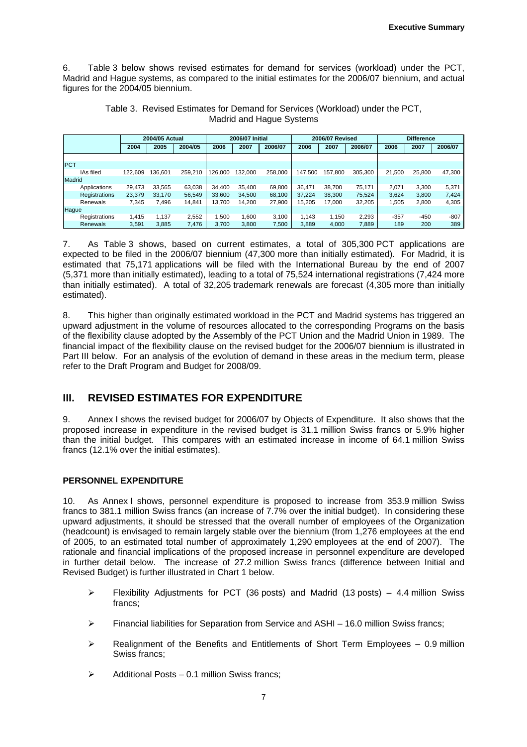6. Table 3 below shows revised estimates for demand for services (workload) under the PCT, Madrid and Hague systems, as compared to the initial estimates for the 2006/07 biennium, and actual figures for the 2004/05 biennium.

Table 3. Revised Estimates for Demand for Services (Workload) under the PCT, Madrid and Hague Systems

| | 2004/05 Actual | | | 2006/07 Initial | | | 2006/07 Revised | | | Difference | | |
|---|---|---|---|---|---|---|---|---|---|---|---|---|
| | 2004 | 2005 | 2004/05 | 2006 | 2007 | 2006/07 | 2006 | 2007 | 2006/07 | 2006 | 2007 | 2006/07 |
| PCT | | | | | | | | | | | | |
| IAs filed | 122,609 | 136,601 | 259,210 | 126,000 | 132,000 | 258,000 | 147,500 | 157,800 | 305,300 | 21,500 | 25,800 | 47,300 |
| Madrid | | | | | | | | | | | | |
| Applications | 29,473 | 33,565 | 63,038 | 34,400 | 35,400 | 69,800 | 36,471 | 38,700 | 75,171 | 2,071 | 3,300 | 5,371 |
| Registrations | 23,379 | 33,170 | 56,549 | 33,600 | 34,500 | 68,100 | 37,224 | 38,300 | 75,524 | 3,624 | 3,800 | 7,424 |
| Renewals | 7,345 | 7,496 | 14,841 | 13,700 | 14,200 | 27,900 | 15,205 | 17,000 | 32,205 | 1,505 | 2,800 | 4,305 |
| Hague | | | | | | | | | | | | |
| Registrations | 1,415 | 1,137 | 2,552 | 1,500 | 1,600 | 3,100 | 1,143 | 1,150 | 2,293 | -357 | -450 | -807 |
| Renewals | 3,591 | 3,885 | 7,476 | 3,700 | 3,800 | 7,500 | 3,889 | 4,000 | 7,889 | 189 | 200 | 389 |

7. As Table 3 shows, based on current estimates, a total of 305,300 PCT applications are expected to be filed in the 2006/07 biennium (47,300 more than initially estimated). For Madrid, it is estimated that 75,171 applications will be filed with the International Bureau by the end of 2007 (5,371 more than initially estimated), leading to a total of 75,524 international registrations (7,424 more than initially estimated). A total of 32,205 trademark renewals are forecast (4,305 more than initially estimated).

8. This higher than originally estimated workload in the PCT and Madrid systems has triggered an upward adjustment in the volume of resources allocated to the corresponding Programs on the basis of the flexibility clause adopted by the Assembly of the PCT Union and the Madrid Union in 1989. The financial impact of the flexibility clause on the revised budget for the 2006/07 biennium is illustrated in Part III below. For an analysis of the evolution of demand in these areas in the medium term, please refer to the Draft Program and Budget for 2008/09.

## III. REVISED ESTIMATES FOR EXPENDITURE

9. Annex I shows the revised budget for 2006/07 by Objects of Expenditure. It also shows that the proposed increase in expenditure in the revised budget is 31.1 million Swiss francs or 5.9% higher than the initial budget. This compares with an estimated increase in income of 64.1 million Swiss francs (12.1% over the initial estimates).

### PERSONNEL EXPENDITURE

10. As Annex I shows, personnel expenditure is proposed to increase from 353.9 million Swiss francs to 381.1 million Swiss francs (an increase of 7.7% over the initial budget). In considering these upward adjustments, it should be stressed that the overall number of employees of the Organization (headcount) is envisaged to remain largely stable over the biennium (from 1,276 employees at the end of 2005, to an estimated total number of approximately 1,290 employees at the end of 2007). The rationale and financial implications of the proposed increase in personnel expenditure are developed in further detail below. The increase of 27.2 million Swiss francs (difference between Initial and Revised Budget) is further illustrated in Chart 1 below.

- Flexibility Adjustments for PCT (36 posts) and Madrid (13 posts) – 4.4 million Swiss francs;
- Financial liabilities for Separation from Service and ASHI – 16.0 million Swiss francs;
- Realignment of the Benefits and Entitlements of Short Term Employees – 0.9 million Swiss francs;
- Additional Posts – 0.1 million Swiss francs;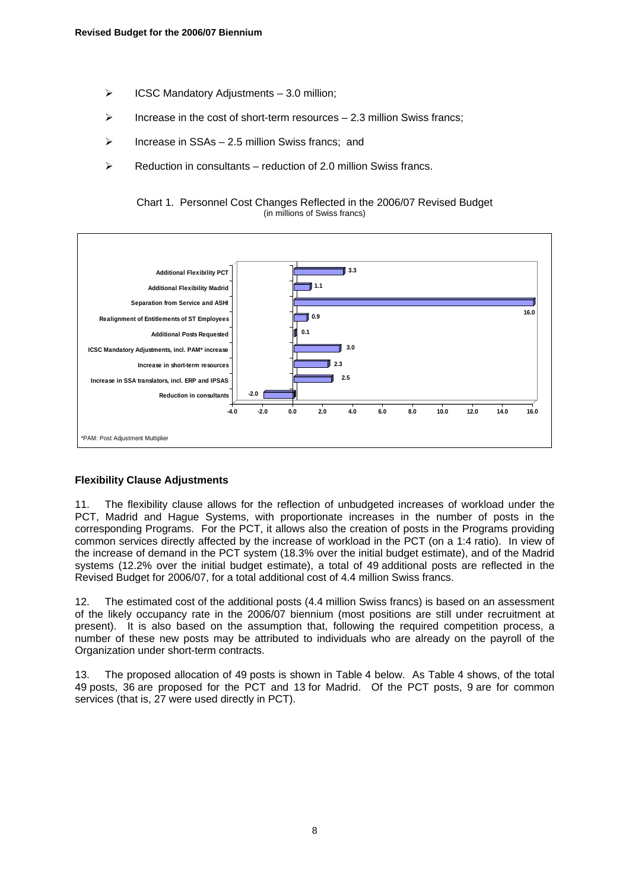- ICSC Mandatory Adjustments – 3.0 million;
- Increase in the cost of short-term resources – 2.3 million Swiss francs;
- Increase in SSAs – 2.5 million Swiss francs; and
- Reduction in consultants – reduction of 2.0 million Swiss francs.

Chart 1. Personnel Cost Changes Reflected in the 2006/07 Revised Budget
(in millions of Swiss francs)

| Item | Amount |
|---|---|
| Additional Flexibility PCT | 3.3 |
| Additional Flexibility Madrid | 1.1 |
| Separation from Service and ASHI | 16.0 |
| Realignment of Entitlements of ST Employees | 0.9 |
| Additional Posts Requested | 0.1 |
| ICSC Mandatory Adjustments, incl. PAM* increase | 3.0 |
| Increase in short-term resources | 2.3 |
| Increase in SSA translators, incl. ERP and IPSAS | 2.5 |
| Reduction in consultants | -2.0 |

*PAM: Post Adjustment Multiplier

### Flexibility Clause Adjustments

11. The flexibility clause allows for the reflection of unbudgeted increases of workload under the PCT, Madrid and Hague Systems, with proportionate increases in the number of posts in the corresponding Programs. For the PCT, it allows also the creation of posts in the Programs providing common services directly affected by the increase of workload in the PCT (on a 1:4 ratio). In view of the increase of demand in the PCT system (18.3% over the initial budget estimate), and of the Madrid systems (12.2% over the initial budget estimate), a total of 49 additional posts are reflected in the Revised Budget for 2006/07, for a total additional cost of 4.4 million Swiss francs.

12. The estimated cost of the additional posts (4.4 million Swiss francs) is based on an assessment of the likely occupancy rate in the 2006/07 biennium (most positions are still under recruitment at present). It is also based on the assumption that, following the required competition process, a number of these new posts may be attributed to individuals who are already on the payroll of the Organization under short-term contracts.

13. The proposed allocation of 49 posts is shown in Table 4 below. As Table 4 shows, of the total 49 posts, 36 are proposed for the PCT and 13 for Madrid. Of the PCT posts, 9 are for common services (that is, 27 were used directly in PCT).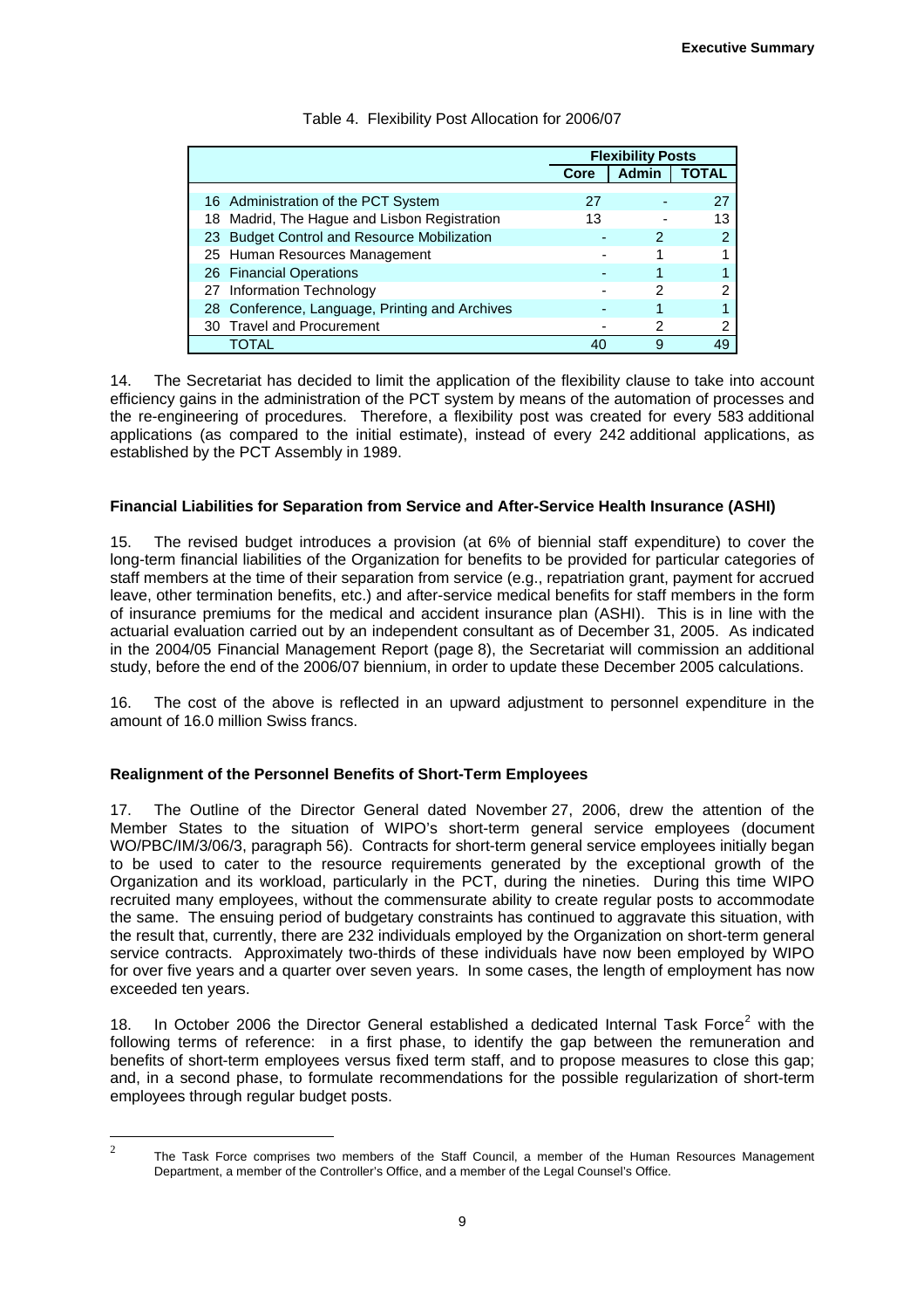Table 4. Flexibility Post Allocation for 2006/07

| | Flexibility Posts | | |
|---|---|---|---|
| | Core | Admin | TOTAL |
| 16 Administration of the PCT System | 27 | - | 27 |
| 18 Madrid, The Hague and Lisbon Registration | 13 | - | 13 |
| 23 Budget Control and Resource Mobilization | - | 2 | 2 |
| 25 Human Resources Management | - | 1 | 1 |
| 26 Financial Operations | - | 1 | 1 |
| 27 Information Technology | - | 2 | 2 |
| 28 Conference, Language, Printing and Archives | - | 1 | 1 |
| 30 Travel and Procurement | - | 2 | 2 |
| TOTAL | 40 | 9 | 49 |

14. The Secretariat has decided to limit the application of the flexibility clause to take into account efficiency gains in the administration of the PCT system by means of the automation of processes and the re-engineering of procedures. Therefore, a flexibility post was created for every 583 additional applications (as compared to the initial estimate), instead of every 242 additional applications, as established by the PCT Assembly in 1989.

**Financial Liabilities for Separation from Service and After-Service Health Insurance (ASHI)**

15. The revised budget introduces a provision (at 6% of biennial staff expenditure) to cover the long-term financial liabilities of the Organization for benefits to be provided for particular categories of staff members at the time of their separation from service (e.g., repatriation grant, payment for accrued leave, other termination benefits, etc.) and after-service medical benefits for staff members in the form of insurance premiums for the medical and accident insurance plan (ASHI). This is in line with the actuarial evaluation carried out by an independent consultant as of December 31, 2005. As indicated in the 2004/05 Financial Management Report (page 8), the Secretariat will commission an additional study, before the end of the 2006/07 biennium, in order to update these December 2005 calculations.

16. The cost of the above is reflected in an upward adjustment to personnel expenditure in the amount of 16.0 million Swiss francs.

**Realignment of the Personnel Benefits of Short-Term Employees**

17. The Outline of the Director General dated November 27, 2006, drew the attention of the Member States to the situation of WIPO's short-term general service employees (document WO/PBC/IM/3/06/3, paragraph 56). Contracts for short-term general service employees initially began to be used to cater to the resource requirements generated by the exceptional growth of the Organization and its workload, particularly in the PCT, during the nineties. During this time WIPO recruited many employees, without the commensurate ability to create regular posts to accommodate the same. The ensuing period of budgetary constraints has continued to aggravate this situation, with the result that, currently, there are 232 individuals employed by the Organization on short-term general service contracts. Approximately two-thirds of these individuals have now been employed by WIPO for over five years and a quarter over seven years. In some cases, the length of employment has now exceeded ten years.

18. In October 2006 the Director General established a dedicated Internal Task Force[2] with the following terms of reference: in a first phase, to identify the gap between the remuneration and benefits of short-term employees versus fixed term staff, and to propose measures to close this gap; and, in a second phase, to formulate recommendations for the possible regularization of short-term employees through regular budget posts.

[2] The Task Force comprises two members of the Staff Council, a member of the Human Resources Management Department, a member of the Controller's Office, and a member of the Legal Counsel's Office.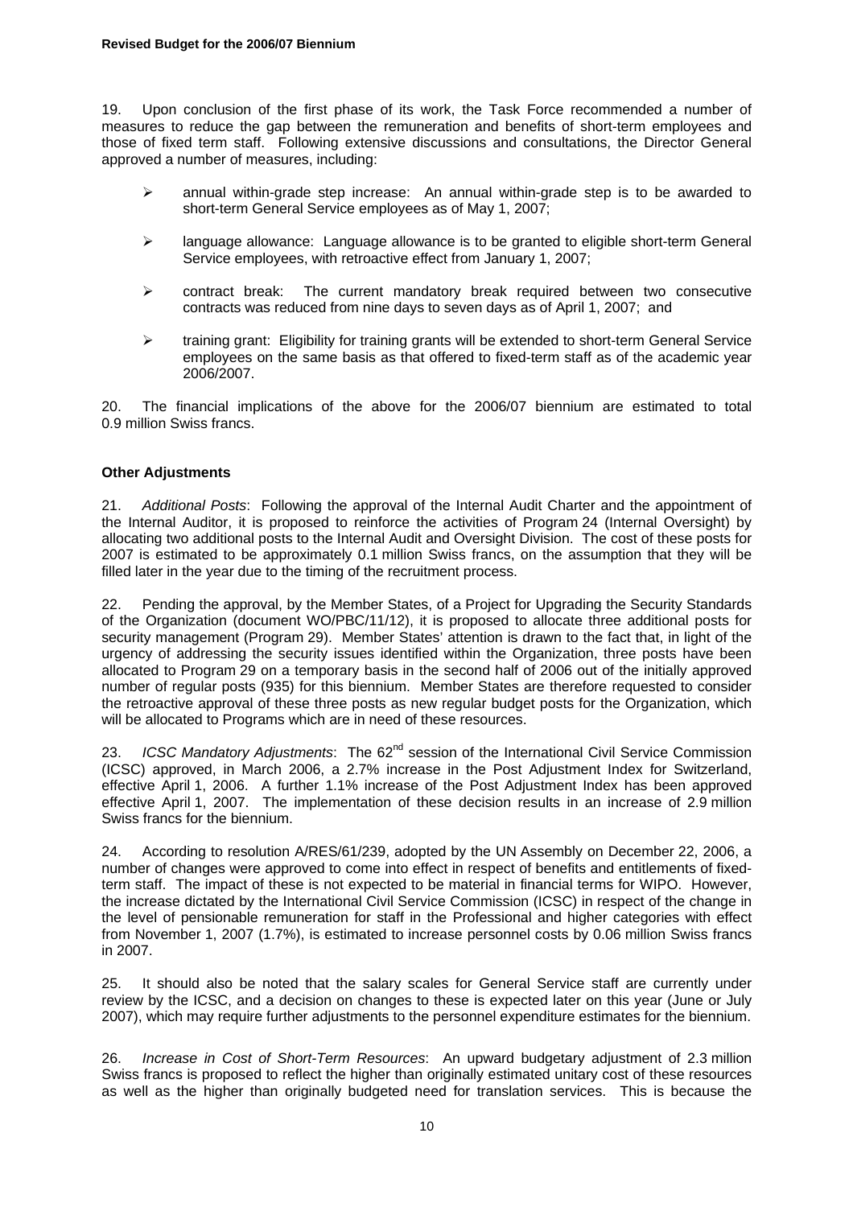19. Upon conclusion of the first phase of its work, the Task Force recommended a number of measures to reduce the gap between the remuneration and benefits of short-term employees and those of fixed term staff. Following extensive discussions and consultations, the Director General approved a number of measures, including:

- annual within-grade step increase: An annual within-grade step is to be awarded to short-term General Service employees as of May 1, 2007;
- language allowance: Language allowance is to be granted to eligible short-term General Service employees, with retroactive effect from January 1, 2007;
- contract break: The current mandatory break required between two consecutive contracts was reduced from nine days to seven days as of April 1, 2007; and
- training grant: Eligibility for training grants will be extended to short-term General Service employees on the same basis as that offered to fixed-term staff as of the academic year 2006/2007.

20. The financial implications of the above for the 2006/07 biennium are estimated to total 0.9 million Swiss francs.

**Other Adjustments**

21. *Additional Posts*: Following the approval of the Internal Audit Charter and the appointment of the Internal Auditor, it is proposed to reinforce the activities of Program 24 (Internal Oversight) by allocating two additional posts to the Internal Audit and Oversight Division. The cost of these posts for 2007 is estimated to be approximately 0.1 million Swiss francs, on the assumption that they will be filled later in the year due to the timing of the recruitment process.

22. Pending the approval, by the Member States, of a Project for Upgrading the Security Standards of the Organization (document WO/PBC/11/12), it is proposed to allocate three additional posts for security management (Program 29). Member States' attention is drawn to the fact that, in light of the urgency of addressing the security issues identified within the Organization, three posts have been allocated to Program 29 on a temporary basis in the second half of 2006 out of the initially approved number of regular posts (935) for this biennium. Member States are therefore requested to consider the retroactive approval of these three posts as new regular budget posts for the Organization, which will be allocated to Programs which are in need of these resources.

23. *ICSC Mandatory Adjustments*: The 62nd session of the International Civil Service Commission (ICSC) approved, in March 2006, a 2.7% increase in the Post Adjustment Index for Switzerland, effective April 1, 2006. A further 1.1% increase of the Post Adjustment Index has been approved effective April 1, 2007. The implementation of these decision results in an increase of 2.9 million Swiss francs for the biennium.

24. According to resolution A/RES/61/239, adopted by the UN Assembly on December 22, 2006, a number of changes were approved to come into effect in respect of benefits and entitlements of fixed-term staff. The impact of these is not expected to be material in financial terms for WIPO. However, the increase dictated by the International Civil Service Commission (ICSC) in respect of the change in the level of pensionable remuneration for staff in the Professional and higher categories with effect from November 1, 2007 (1.7%), is estimated to increase personnel costs by 0.06 million Swiss francs in 2007.

25. It should also be noted that the salary scales for General Service staff are currently under review by the ICSC, and a decision on changes to these is expected later on this year (June or July 2007), which may require further adjustments to the personnel expenditure estimates for the biennium.

26. *Increase in Cost of Short-Term Resources*: An upward budgetary adjustment of 2.3 million Swiss francs is proposed to reflect the higher than originally estimated unitary cost of these resources as well as the higher than originally budgeted need for translation services. This is because the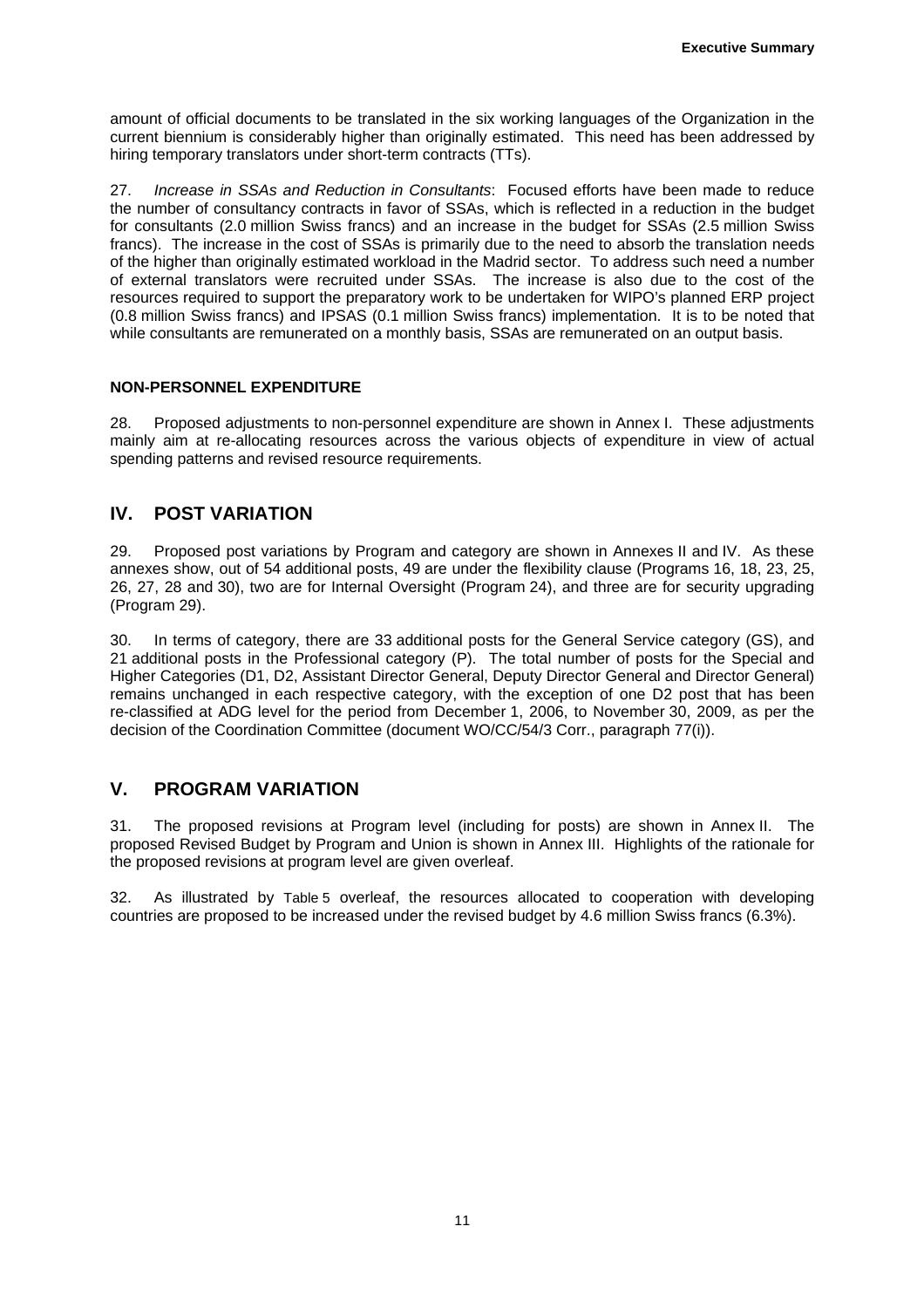amount of official documents to be translated in the six working languages of the Organization in the current biennium is considerably higher than originally estimated. This need has been addressed by hiring temporary translators under short-term contracts (TTs).

27. *Increase in SSAs and Reduction in Consultants*: Focused efforts have been made to reduce the number of consultancy contracts in favor of SSAs, which is reflected in a reduction in the budget for consultants (2.0 million Swiss francs) and an increase in the budget for SSAs (2.5 million Swiss francs). The increase in the cost of SSAs is primarily due to the need to absorb the translation needs of the higher than originally estimated workload in the Madrid sector. To address such need a number of external translators were recruited under SSAs. The increase is also due to the cost of the resources required to support the preparatory work to be undertaken for WIPO's planned ERP project (0.8 million Swiss francs) and IPSAS (0.1 million Swiss francs) implementation. It is to be noted that while consultants are remunerated on a monthly basis, SSAs are remunerated on an output basis.

### NON-PERSONNEL EXPENDITURE

28. Proposed adjustments to non-personnel expenditure are shown in Annex I. These adjustments mainly aim at re-allocating resources across the various objects of expenditure in view of actual spending patterns and revised resource requirements.

## IV. POST VARIATION

29. Proposed post variations by Program and category are shown in Annexes II and IV. As these annexes show, out of 54 additional posts, 49 are under the flexibility clause (Programs 16, 18, 23, 25, 26, 27, 28 and 30), two are for Internal Oversight (Program 24), and three are for security upgrading (Program 29).

30. In terms of category, there are 33 additional posts for the General Service category (GS), and 21 additional posts in the Professional category (P). The total number of posts for the Special and Higher Categories (D1, D2, Assistant Director General, Deputy Director General and Director General) remains unchanged in each respective category, with the exception of one D2 post that has been re-classified at ADG level for the period from December 1, 2006, to November 30, 2009, as per the decision of the Coordination Committee (document WO/CC/54/3 Corr., paragraph 77(i)).

## V. PROGRAM VARIATION

31. The proposed revisions at Program level (including for posts) are shown in Annex II. The proposed Revised Budget by Program and Union is shown in Annex III. Highlights of the rationale for the proposed revisions at program level are given overleaf.

32. As illustrated by Table 5 overleaf, the resources allocated to cooperation with developing countries are proposed to be increased under the revised budget by 4.6 million Swiss francs (6.3%).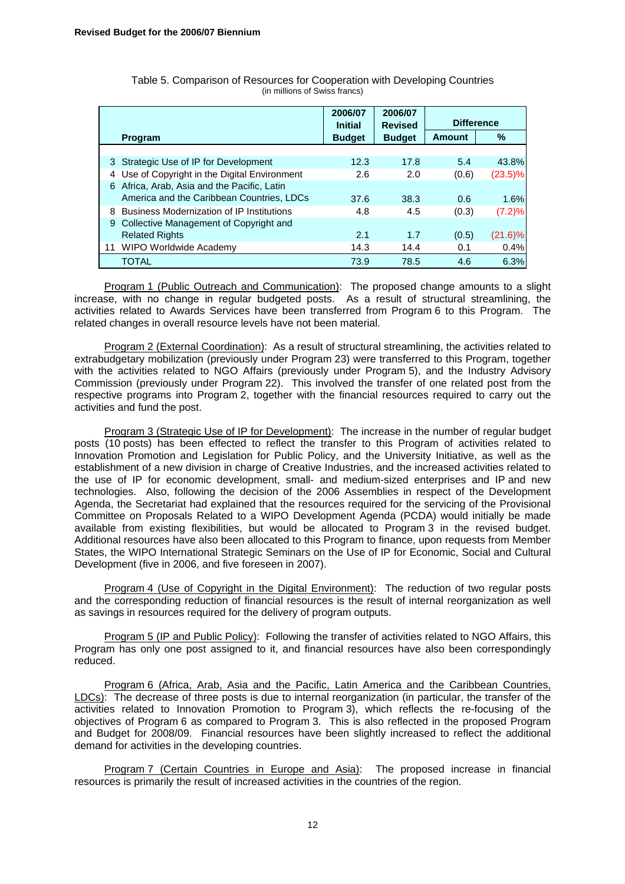Table 5. Comparison of Resources for Cooperation with Developing Countries
(in millions of Swiss francs)

| | Program | 2006/07 Initial Budget | 2006/07 Revised Budget | Difference | |
|---|---|---|---|---|---|
| | | | | Amount | % |
| 3 | Strategic Use of IP for Development | 12.3 | 17.8 | 5.4 | 43.8% |
| 4 | Use of Copyright in the Digital Environment | 2.6 | 2.0 | (0.6) | (23.5)% |
| 6 | Africa, Arab, Asia and the Pacific, Latin America and the Caribbean Countries, LDCs | 37.6 | 38.3 | 0.6 | 1.6% |
| 8 | Business Modernization of IP Institutions | 4.8 | 4.5 | (0.3) | (7.2)% |
| 9 | Collective Management of Copyright and Related Rights | 2.1 | 1.7 | (0.5) | (21.6)% |
| 11 | WIPO Worldwide Academy | 14.3 | 14.4 | 0.1 | 0.4% |
| | TOTAL | 73.9 | 78.5 | 4.6 | 6.3% |

Program 1 (Public Outreach and Communication): The proposed change amounts to a slight increase, with no change in regular budgeted posts. As a result of structural streamlining, the activities related to Awards Services have been transferred from Program 6 to this Program. The related changes in overall resource levels have not been material.

Program 2 (External Coordination): As a result of structural streamlining, the activities related to extrabudgetary mobilization (previously under Program 23) were transferred to this Program, together with the activities related to NGO Affairs (previously under Program 5), and the Industry Advisory Commission (previously under Program 22). This involved the transfer of one related post from the respective programs into Program 2, together with the financial resources required to carry out the activities and fund the post.

Program 3 (Strategic Use of IP for Development): The increase in the number of regular budget posts (10 posts) has been effected to reflect the transfer to this Program of activities related to Innovation Promotion and Legislation for Public Policy, and the University Initiative, as well as the establishment of a new division in charge of Creative Industries, and the increased activities related to the use of IP for economic development, small- and medium-sized enterprises and IP and new technologies. Also, following the decision of the 2006 Assemblies in respect of the Development Agenda, the Secretariat had explained that the resources required for the servicing of the Provisional Committee on Proposals Related to a WIPO Development Agenda (PCDA) would initially be made available from existing flexibilities, but would be allocated to Program 3 in the revised budget. Additional resources have also been allocated to this Program to finance, upon requests from Member States, the WIPO International Strategic Seminars on the Use of IP for Economic, Social and Cultural Development (five in 2006, and five foreseen in 2007).

Program 4 (Use of Copyright in the Digital Environment): The reduction of two regular posts and the corresponding reduction of financial resources is the result of internal reorganization as well as savings in resources required for the delivery of program outputs.

Program 5 (IP and Public Policy): Following the transfer of activities related to NGO Affairs, this Program has only one post assigned to it, and financial resources have also been correspondingly reduced.

Program 6 (Africa, Arab, Asia and the Pacific, Latin America and the Caribbean Countries, LDCs): The decrease of three posts is due to internal reorganization (in particular, the transfer of the activities related to Innovation Promotion to Program 3), which reflects the re-focusing of the objectives of Program 6 as compared to Program 3. This is also reflected in the proposed Program and Budget for 2008/09. Financial resources have been slightly increased to reflect the additional demand for activities in the developing countries.

Program 7 (Certain Countries in Europe and Asia): The proposed increase in financial resources is primarily the result of increased activities in the countries of the region.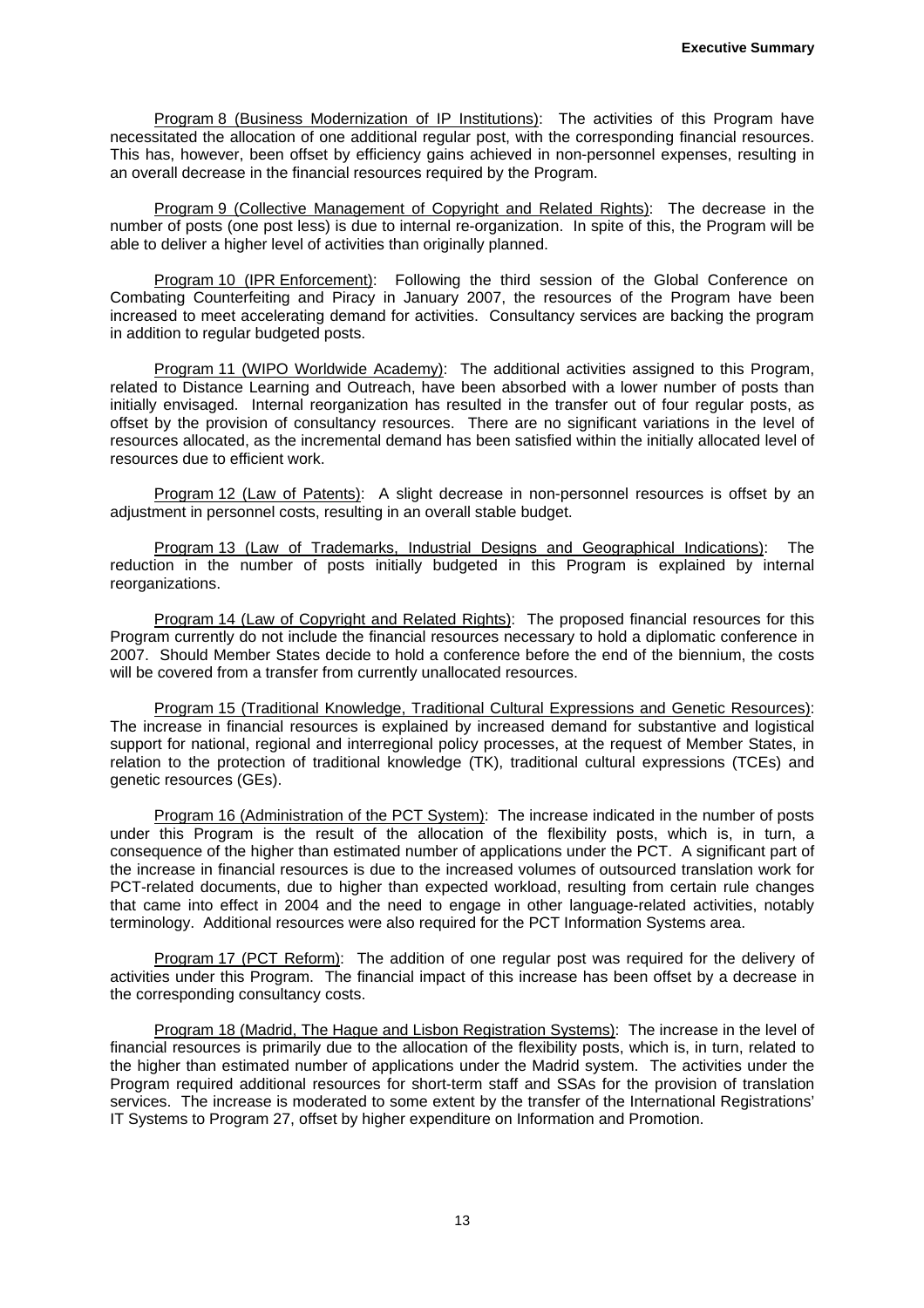Program 8 (Business Modernization of IP Institutions): The activities of this Program have necessitated the allocation of one additional regular post, with the corresponding financial resources. This has, however, been offset by efficiency gains achieved in non-personnel expenses, resulting in an overall decrease in the financial resources required by the Program.

Program 9 (Collective Management of Copyright and Related Rights): The decrease in the number of posts (one post less) is due to internal re-organization. In spite of this, the Program will be able to deliver a higher level of activities than originally planned.

Program 10 (IPR Enforcement): Following the third session of the Global Conference on Combating Counterfeiting and Piracy in January 2007, the resources of the Program have been increased to meet accelerating demand for activities. Consultancy services are backing the program in addition to regular budgeted posts.

Program 11 (WIPO Worldwide Academy): The additional activities assigned to this Program, related to Distance Learning and Outreach, have been absorbed with a lower number of posts than initially envisaged. Internal reorganization has resulted in the transfer out of four regular posts, as offset by the provision of consultancy resources. There are no significant variations in the level of resources allocated, as the incremental demand has been satisfied within the initially allocated level of resources due to efficient work.

Program 12 (Law of Patents): A slight decrease in non-personnel resources is offset by an adjustment in personnel costs, resulting in an overall stable budget.

Program 13 (Law of Trademarks, Industrial Designs and Geographical Indications): The reduction in the number of posts initially budgeted in this Program is explained by internal reorganizations.

Program 14 (Law of Copyright and Related Rights): The proposed financial resources for this Program currently do not include the financial resources necessary to hold a diplomatic conference in 2007. Should Member States decide to hold a conference before the end of the biennium, the costs will be covered from a transfer from currently unallocated resources.

Program 15 (Traditional Knowledge, Traditional Cultural Expressions and Genetic Resources): The increase in financial resources is explained by increased demand for substantive and logistical support for national, regional and interregional policy processes, at the request of Member States, in relation to the protection of traditional knowledge (TK), traditional cultural expressions (TCEs) and genetic resources (GEs).

Program 16 (Administration of the PCT System): The increase indicated in the number of posts under this Program is the result of the allocation of the flexibility posts, which is, in turn, a consequence of the higher than estimated number of applications under the PCT. A significant part of the increase in financial resources is due to the increased volumes of outsourced translation work for PCT-related documents, due to higher than expected workload, resulting from certain rule changes that came into effect in 2004 and the need to engage in other language-related activities, notably terminology. Additional resources were also required for the PCT Information Systems area.

Program 17 (PCT Reform): The addition of one regular post was required for the delivery of activities under this Program. The financial impact of this increase has been offset by a decrease in the corresponding consultancy costs.

Program 18 (Madrid, The Hague and Lisbon Registration Systems): The increase in the level of financial resources is primarily due to the allocation of the flexibility posts, which is, in turn, related to the higher than estimated number of applications under the Madrid system. The activities under the Program required additional resources for short-term staff and SSAs for the provision of translation services. The increase is moderated to some extent by the transfer of the International Registrations' IT Systems to Program 27, offset by higher expenditure on Information and Promotion.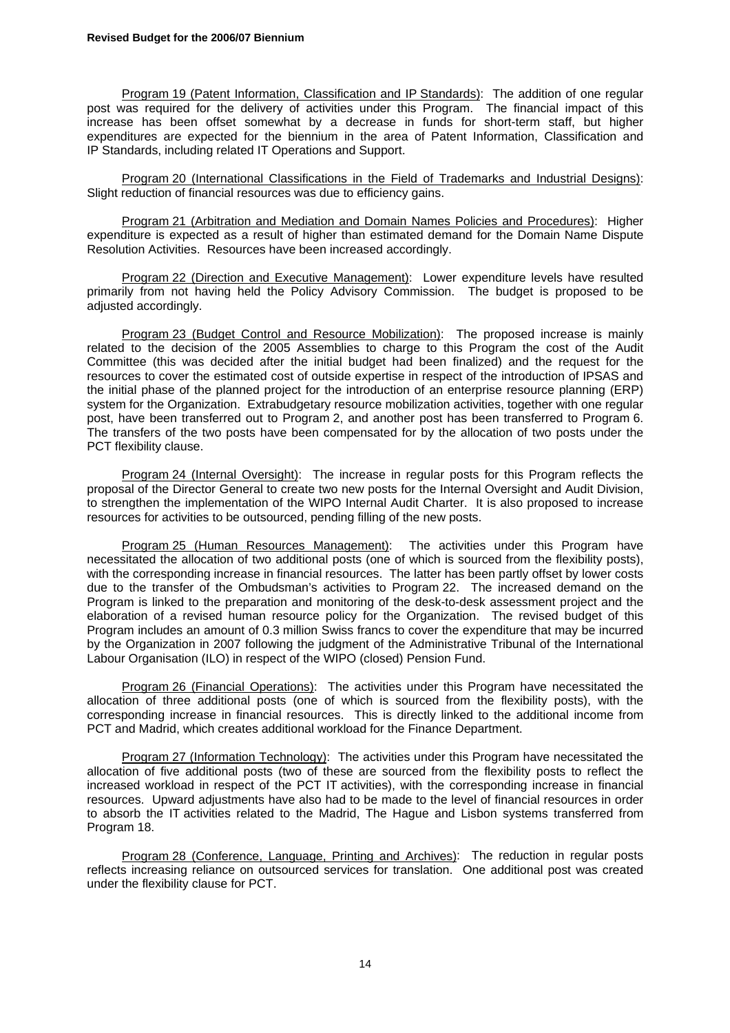Program 19 (Patent Information, Classification and IP Standards): The addition of one regular post was required for the delivery of activities under this Program. The financial impact of this increase has been offset somewhat by a decrease in funds for short-term staff, but higher expenditures are expected for the biennium in the area of Patent Information, Classification and IP Standards, including related IT Operations and Support.

Program 20 (International Classifications in the Field of Trademarks and Industrial Designs): Slight reduction of financial resources was due to efficiency gains.

Program 21 (Arbitration and Mediation and Domain Names Policies and Procedures): Higher expenditure is expected as a result of higher than estimated demand for the Domain Name Dispute Resolution Activities. Resources have been increased accordingly.

Program 22 (Direction and Executive Management): Lower expenditure levels have resulted primarily from not having held the Policy Advisory Commission. The budget is proposed to be adjusted accordingly.

Program 23 (Budget Control and Resource Mobilization): The proposed increase is mainly related to the decision of the 2005 Assemblies to charge to this Program the cost of the Audit Committee (this was decided after the initial budget had been finalized) and the request for the resources to cover the estimated cost of outside expertise in respect of the introduction of IPSAS and the initial phase of the planned project for the introduction of an enterprise resource planning (ERP) system for the Organization. Extrabudgetary resource mobilization activities, together with one regular post, have been transferred out to Program 2, and another post has been transferred to Program 6. The transfers of the two posts have been compensated for by the allocation of two posts under the PCT flexibility clause.

Program 24 (Internal Oversight): The increase in regular posts for this Program reflects the proposal of the Director General to create two new posts for the Internal Oversight and Audit Division, to strengthen the implementation of the WIPO Internal Audit Charter. It is also proposed to increase resources for activities to be outsourced, pending filling of the new posts.

Program 25 (Human Resources Management): The activities under this Program have necessitated the allocation of two additional posts (one of which is sourced from the flexibility posts), with the corresponding increase in financial resources. The latter has been partly offset by lower costs due to the transfer of the Ombudsman's activities to Program 22. The increased demand on the Program is linked to the preparation and monitoring of the desk-to-desk assessment project and the elaboration of a revised human resource policy for the Organization. The revised budget of this Program includes an amount of 0.3 million Swiss francs to cover the expenditure that may be incurred by the Organization in 2007 following the judgment of the Administrative Tribunal of the International Labour Organisation (ILO) in respect of the WIPO (closed) Pension Fund.

Program 26 (Financial Operations): The activities under this Program have necessitated the allocation of three additional posts (one of which is sourced from the flexibility posts), with the corresponding increase in financial resources. This is directly linked to the additional income from PCT and Madrid, which creates additional workload for the Finance Department.

Program 27 (Information Technology): The activities under this Program have necessitated the allocation of five additional posts (two of these are sourced from the flexibility posts to reflect the increased workload in respect of the PCT IT activities), with the corresponding increase in financial resources. Upward adjustments have also had to be made to the level of financial resources in order to absorb the IT activities related to the Madrid, The Hague and Lisbon systems transferred from Program 18.

Program 28 (Conference, Language, Printing and Archives): The reduction in regular posts reflects increasing reliance on outsourced services for translation. One additional post was created under the flexibility clause for PCT.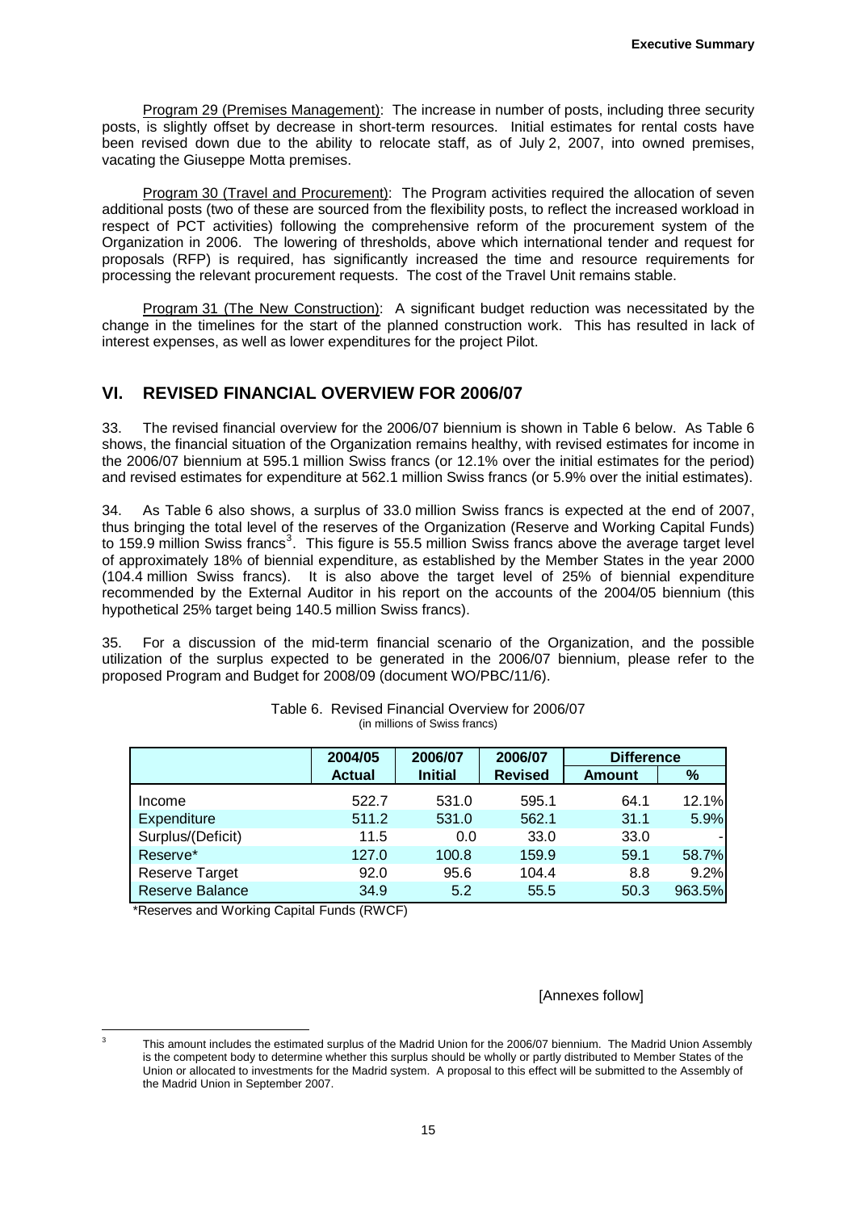Program 29 (Premises Management): The increase in number of posts, including three security posts, is slightly offset by decrease in short-term resources. Initial estimates for rental costs have been revised down due to the ability to relocate staff, as of July 2, 2007, into owned premises, vacating the Giuseppe Motta premises.

Program 30 (Travel and Procurement): The Program activities required the allocation of seven additional posts (two of these are sourced from the flexibility posts, to reflect the increased workload in respect of PCT activities) following the comprehensive reform of the procurement system of the Organization in 2006. The lowering of thresholds, above which international tender and request for proposals (RFP) is required, has significantly increased the time and resource requirements for processing the relevant procurement requests. The cost of the Travel Unit remains stable.

Program 31 (The New Construction): A significant budget reduction was necessitated by the change in the timelines for the start of the planned construction work. This has resulted in lack of interest expenses, as well as lower expenditures for the project Pilot.

## VI. REVISED FINANCIAL OVERVIEW FOR 2006/07

33. The revised financial overview for the 2006/07 biennium is shown in Table 6 below. As Table 6 shows, the financial situation of the Organization remains healthy, with revised estimates for income in the 2006/07 biennium at 595.1 million Swiss francs (or 12.1% over the initial estimates for the period) and revised estimates for expenditure at 562.1 million Swiss francs (or 5.9% over the initial estimates).

34. As Table 6 also shows, a surplus of 33.0 million Swiss francs is expected at the end of 2007, thus bringing the total level of the reserves of the Organization (Reserve and Working Capital Funds) to 159.9 million Swiss francs[3]. This figure is 55.5 million Swiss francs above the average target level of approximately 18% of biennial expenditure, as established by the Member States in the year 2000 (104.4 million Swiss francs). It is also above the target level of 25% of biennial expenditure recommended by the External Auditor in his report on the accounts of the 2004/05 biennium (this hypothetical 25% target being 140.5 million Swiss francs).

35. For a discussion of the mid-term financial scenario of the Organization, and the possible utilization of the surplus expected to be generated in the 2006/07 biennium, please refer to the proposed Program and Budget for 2008/09 (document WO/PBC/11/6).

Table 6. Revised Financial Overview for 2006/07
(in millions of Swiss francs)

| | 2004/05 Actual | 2006/07 Initial | 2006/07 Revised | Difference Amount | Difference % |
|---|---|---|---|---|---|
| Income | 522.7 | 531.0 | 595.1 | 64.1 | 12.1% |
| Expenditure | 511.2 | 531.0 | 562.1 | 31.1 | 5.9% |
| Surplus/(Deficit) | 11.5 | 0.0 | 33.0 | 33.0 | - |
| Reserve* | 127.0 | 100.8 | 159.9 | 59.1 | 58.7% |
| Reserve Target | 92.0 | 95.6 | 104.4 | 8.8 | 9.2% |
| Reserve Balance | 34.9 | 5.2 | 55.5 | 50.3 | 963.5% |

*Reserves and Working Capital Funds (RWCF)

[Annexes follow]

[3] This amount includes the estimated surplus of the Madrid Union for the 2006/07 biennium. The Madrid Union Assembly is the competent body to determine whether this surplus should be wholly or partly distributed to Member States of the Union or allocated to investments for the Madrid system. A proposal to this effect will be submitted to the Assembly of the Madrid Union in September 2007.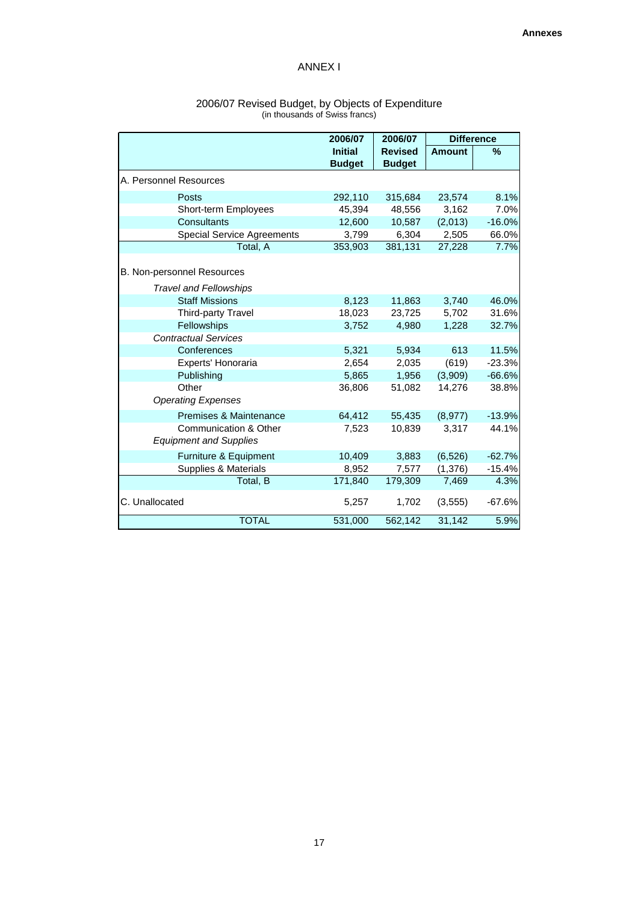# ANNEX I

## 2006/07 Revised Budget, by Objects of Expenditure
(in thousands of Swiss francs)

| | 2006/07 Initial Budget | 2006/07 Revised Budget | Difference | |
|---|---|---|---|---|
| | | | **Amount** | **%** |
| A. Personnel Resources | | | | |
| Posts | 292,110 | 315,684 | 23,574 | 8.1% |
| Short-term Employees | 45,394 | 48,556 | 3,162 | 7.0% |
| Consultants | 12,600 | 10,587 | (2,013) | -16.0% |
| Special Service Agreements | 3,799 | 6,304 | 2,505 | 66.0% |
| Total, A | 353,903 | 381,131 | 27,228 | 7.7% |
| B. Non-personnel Resources | | | | |
| *Travel and Fellowships* | | | | |
| Staff Missions | 8,123 | 11,863 | 3,740 | 46.0% |
| Third-party Travel | 18,023 | 23,725 | 5,702 | 31.6% |
| Fellowships | 3,752 | 4,980 | 1,228 | 32.7% |
| *Contractual Services* | | | | |
| Conferences | 5,321 | 5,934 | 613 | 11.5% |
| Experts' Honoraria | 2,654 | 2,035 | (619) | -23.3% |
| Publishing | 5,865 | 1,956 | (3,909) | -66.6% |
| Other | 36,806 | 51,082 | 14,276 | 38.8% |
| *Operating Expenses* | | | | |
| Premises & Maintenance | 64,412 | 55,435 | (8,977) | -13.9% |
| Communication & Other | 7,523 | 10,839 | 3,317 | 44.1% |
| *Equipment and Supplies* | | | | |
| Furniture & Equipment | 10,409 | 3,883 | (6,526) | -62.7% |
| Supplies & Materials | 8,952 | 7,577 | (1,376) | -15.4% |
| Total, B | 171,840 | 179,309 | 7,469 | 4.3% |
| C. Unallocated | 5,257 | 1,702 | (3,555) | -67.6% |
| TOTAL | 531,000 | 562,142 | 31,142 | 5.9% |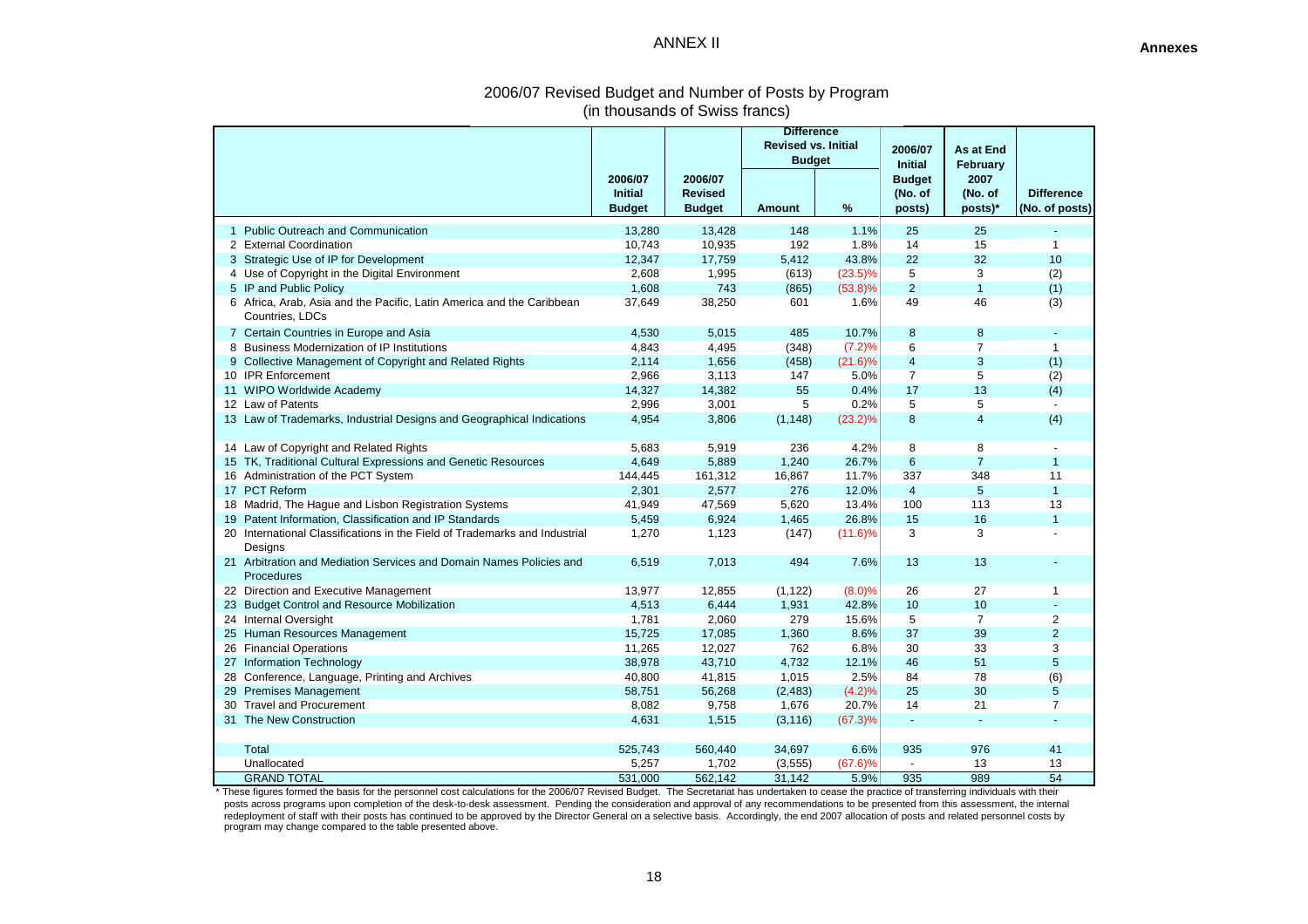# ANNEX II

## 2006/07 Revised Budget and Number of Posts by Program (in thousands of Swiss francs)

| | | 2006/07 Initial Budget | 2006/07 Revised Budget | Difference Revised vs. Initial Budget | | 2006/07 Initial Budget (No. of posts) | As at End February 2007 (No. of posts)* | Difference (No. of posts) |
|---|---|---|---|---|---|---|---|---|
| | | | | Amount | % | | | |
| 1 | Public Outreach and Communication | 13,280 | 13,428 | 148 | 1.1% | 25 | 25 | - |
| 2 | External Coordination | 10,743 | 10,935 | 192 | 1.8% | 14 | 15 | 1 |
| 3 | Strategic Use of IP for Development | 12,347 | 17,759 | 5,412 | 43.8% | 22 | 32 | 10 |
| 4 | Use of Copyright in the Digital Environment | 2,608 | 1,995 | (613) | (23.5)% | 5 | 3 | (2) |
| 5 | IP and Public Policy | 1,608 | 743 | (865) | (53.8)% | 2 | 1 | (1) |
| 6 | Africa, Arab, Asia and the Pacific, Latin America and the Caribbean Countries, LDCs | 37,649 | 38,250 | 601 | 1.6% | 49 | 46 | (3) |
| 7 | Certain Countries in Europe and Asia | 4,530 | 5,015 | 485 | 10.7% | 8 | 8 | - |
| 8 | Business Modernization of IP Institutions | 4,843 | 4,495 | (348) | (7.2)% | 6 | 7 | 1 |
| 9 | Collective Management of Copyright and Related Rights | 2,114 | 1,656 | (458) | (21.6)% | 4 | 3 | (1) |
| 10 | IPR Enforcement | 2,966 | 3,113 | 147 | 5.0% | 7 | 5 | (2) |
| 11 | WIPO Worldwide Academy | 14,327 | 14,382 | 55 | 0.4% | 17 | 13 | (4) |
| 12 | Law of Patents | 2,996 | 3,001 | 5 | 0.2% | 5 | 5 | - |
| 13 | Law of Trademarks, Industrial Designs and Geographical Indications | 4,954 | 3,806 | (1,148) | (23.2)% | 8 | 4 | (4) |
| 14 | Law of Copyright and Related Rights | 5,683 | 5,919 | 236 | 4.2% | 8 | 8 | - |
| 15 | TK, Traditional Cultural Expressions and Genetic Resources | 4,649 | 5,889 | 1,240 | 26.7% | 6 | 7 | 1 |
| 16 | Administration of the PCT System | 144,445 | 161,312 | 16,867 | 11.7% | 337 | 348 | 11 |
| 17 | PCT Reform | 2,301 | 2,577 | 276 | 12.0% | 4 | 5 | 1 |
| 18 | Madrid, The Hague and Lisbon Registration Systems | 41,949 | 47,569 | 5,620 | 13.4% | 100 | 113 | 13 |
| 19 | Patent Information, Classification and IP Standards | 5,459 | 6,924 | 1,465 | 26.8% | 15 | 16 | 1 |
| 20 | International Classifications in the Field of Trademarks and Industrial Designs | 1,270 | 1,123 | (147) | (11.6)% | 3 | 3 | - |
| 21 | Arbitration and Mediation Services and Domain Names Policies and Procedures | 6,519 | 7,013 | 494 | 7.6% | 13 | 13 | - |
| 22 | Direction and Executive Management | 13,977 | 12,855 | (1,122) | (8.0)% | 26 | 27 | 1 |
| 23 | Budget Control and Resource Mobilization | 4,513 | 6,444 | 1,931 | 42.8% | 10 | 10 | - |
| 24 | Internal Oversight | 1,781 | 2,060 | 279 | 15.6% | 5 | 7 | 2 |
| 25 | Human Resources Management | 15,725 | 17,085 | 1,360 | 8.6% | 37 | 39 | 2 |
| 26 | Financial Operations | 11,265 | 12,027 | 762 | 6.8% | 30 | 33 | 3 |
| 27 | Information Technology | 38,978 | 43,710 | 4,732 | 12.1% | 46 | 51 | 5 |
| 28 | Conference, Language, Printing and Archives | 40,800 | 41,815 | 1,015 | 2.5% | 84 | 78 | (6) |
| 29 | Premises Management | 58,751 | 56,268 | (2,483) | (4.2)% | 25 | 30 | 5 |
| 30 | Travel and Procurement | 8,082 | 9,758 | 1,676 | 20.7% | 14 | 21 | 7 |
| 31 | The New Construction | 4,631 | 1,515 | (3,116) | (67.3)% | - | - | - |
| | Total | 525,743 | 560,440 | 34,697 | 6.6% | 935 | 976 | 41 |
| | Unallocated | 5,257 | 1,702 | (3,555) | (67.6)% | - | 13 | 13 |
| | GRAND TOTAL | 531,000 | 562,142 | 31,142 | 5.9% | 935 | 989 | 54 |

* These figures formed the basis for the personnel cost calculations for the 2006/07 Revised Budget. The Secretariat has undertaken to cease the practice of transferring individuals with their posts across programs upon completion of the desk-to-desk assessment. Pending the consideration and approval of any recommendations to be presented from this assessment, the internal redeployment of staff with their posts has continued to be approved by the Director General on a selective basis. Accordingly, the end 2007 allocation of posts and related personnel costs by program may change compared to the table presented above.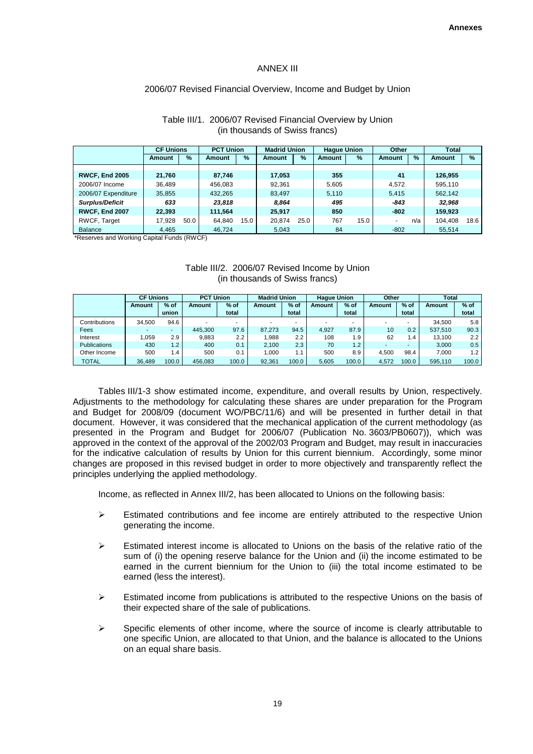# ANNEX III

## 2006/07 Revised Financial Overview, Income and Budget by Union

Table III/1. 2006/07 Revised Financial Overview by Union
(in thousands of Swiss francs)

| | CF Unions | | PCT Union | | Madrid Union | | Hague Union | | Other | | Total | |
|---|---|---|---|---|---|---|---|---|---|---|---|---|
| | Amount | % | Amount | % | Amount | % | Amount | % | Amount | % | Amount | % |
| **RWCF, End 2005** | **21,760** | | **87,746** | | **17,053** | | **355** | | **41** | | **126,955** | |
| 2006/07 Income | 36,489 | | 456,083 | | 92,361 | | 5,605 | | 4,572 | | 595,110 | |
| 2006/07 Expenditure | 35,855 | | 432,265 | | 83,497 | | 5,110 | | 5,415 | | 562,142 | |
| ***Surplus/Deficit*** | ***633*** | | ***23,818*** | | ***8,864*** | | ***495*** | | ***-843*** | | ***32,968*** | |
| **RWCF, End 2007** | **22,393** | | **111,564** | | **25,917** | | **850** | | **-802** | | **159,923** | |
| RWCF, Target | 17,928 | 50.0 | 64,840 | 15.0 | 20,874 | 25.0 | 767 | 15.0 | - | n/a | 104,408 | 18.6 |
| Balance | 4,465 | | 46,724 | | 5,043 | | 84 | | -802 | | 55,514 | |

*Reserves and Working Capital Funds (RWCF)

Table III/2. 2006/07 Revised Income by Union
(in thousands of Swiss francs)

| | CF Unions | | PCT Union | | Madrid Union | | Hague Union | | Other | | Total | |
|---|---|---|---|---|---|---|---|---|---|---|---|---|
| | Amount | % of union | Amount | % of total | Amount | % of total | Amount | % of total | Amount | % of total | Amount | % of total |
| Contributions | 34,500 | 94.6 | - | - | - | - | - | - | - | - | 34,500 | 5.8 |
| Fees | - | - | 445,300 | 97.6 | 87,273 | 94.5 | 4,927 | 87.9 | 10 | 0.2 | 537,510 | 90.3 |
| Interest | 1,059 | 2.9 | 9,883 | 2.2 | 1,988 | 2.2 | 108 | 1.9 | 62 | 1.4 | 13,100 | 2.2 |
| Publications | 430 | 1.2 | 400 | 0.1 | 2,100 | 2.3 | 70 | 1.2 | - | - | 3,000 | 0.5 |
| Other Income | 500 | 1.4 | 500 | 0.1 | 1,000 | 1.1 | 500 | 8.9 | 4,500 | 98.4 | 7,000 | 1.2 |
| TOTAL | 36,489 | 100.0 | 456,083 | 100.0 | 92,361 | 100.0 | 5,605 | 100.0 | 4,572 | 100.0 | 595,110 | 100.0 |

Tables III/1-3 show estimated income, expenditure, and overall results by Union, respectively. Adjustments to the methodology for calculating these shares are under preparation for the Program and Budget for 2008/09 (document WO/PBC/11/6) and will be presented in further detail in that document. However, it was considered that the mechanical application of the current methodology (as presented in the Program and Budget for 2006/07 (Publication No. 3603/PB0607)), which was approved in the context of the approval of the 2002/03 Program and Budget, may result in inaccuracies for the indicative calculation of results by Union for this current biennium. Accordingly, some minor changes are proposed in this revised budget in order to more objectively and transparently reflect the principles underlying the applied methodology.

Income, as reflected in Annex III/2, has been allocated to Unions on the following basis:

- Estimated contributions and fee income are entirely attributed to the respective Union generating the income.
- Estimated interest income is allocated to Unions on the basis of the relative ratio of the sum of (i) the opening reserve balance for the Union and (ii) the income estimated to be earned in the current biennium for the Union to (iii) the total income estimated to be earned (less the interest).
- Estimated income from publications is attributed to the respective Unions on the basis of their expected share of the sale of publications.
- Specific elements of other income, where the source of income is clearly attributable to one specific Union, are allocated to that Union, and the balance is allocated to the Unions on an equal share basis.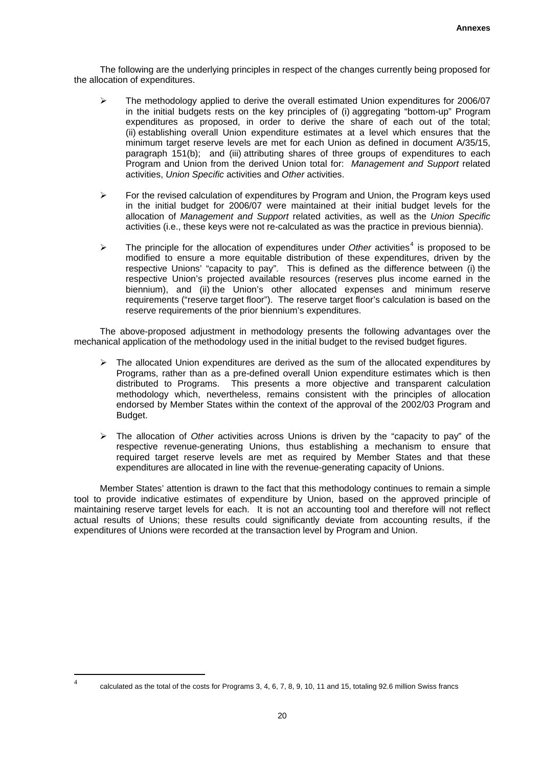The following are the underlying principles in respect of the changes currently being proposed for the allocation of expenditures.

- The methodology applied to derive the overall estimated Union expenditures for 2006/07 in the initial budgets rests on the key principles of (i) aggregating "bottom-up" Program expenditures as proposed, in order to derive the share of each out of the total; (ii) establishing overall Union expenditure estimates at a level which ensures that the minimum target reserve levels are met for each Union as defined in document A/35/15, paragraph 151(b); and (iii) attributing shares of three groups of expenditures to each Program and Union from the derived Union total for: *Management and Support* related activities, *Union Specific* activities and *Other* activities.

- For the revised calculation of expenditures by Program and Union, the Program keys used in the initial budget for 2006/07 were maintained at their initial budget levels for the allocation of *Management and Support* related activities, as well as the *Union Specific* activities (i.e., these keys were not re-calculated as was the practice in previous biennia).

- The principle for the allocation of expenditures under *Other* activities[4] is proposed to be modified to ensure a more equitable distribution of these expenditures, driven by the respective Unions' "capacity to pay". This is defined as the difference between (i) the respective Union's projected available resources (reserves plus income earned in the biennium), and (ii) the Union's other allocated expenses and minimum reserve requirements ("reserve target floor"). The reserve target floor's calculation is based on the reserve requirements of the prior biennium's expenditures.

The above-proposed adjustment in methodology presents the following advantages over the mechanical application of the methodology used in the initial budget to the revised budget figures.

- The allocated Union expenditures are derived as the sum of the allocated expenditures by Programs, rather than as a pre-defined overall Union expenditure estimates which is then distributed to Programs. This presents a more objective and transparent calculation methodology which, nevertheless, remains consistent with the principles of allocation endorsed by Member States within the context of the approval of the 2002/03 Program and Budget.

- The allocation of *Other* activities across Unions is driven by the "capacity to pay" of the respective revenue-generating Unions, thus establishing a mechanism to ensure that required target reserve levels are met as required by Member States and that these expenditures are allocated in line with the revenue-generating capacity of Unions.

Member States' attention is drawn to the fact that this methodology continues to remain a simple tool to provide indicative estimates of expenditure by Union, based on the approved principle of maintaining reserve target levels for each. It is not an accounting tool and therefore will not reflect actual results of Unions; these results could significantly deviate from accounting results, if the expenditures of Unions were recorded at the transaction level by Program and Union.

---

[4] calculated as the total of the costs for Programs 3, 4, 6, 7, 8, 9, 10, 11 and 15, totaling 92.6 million Swiss francs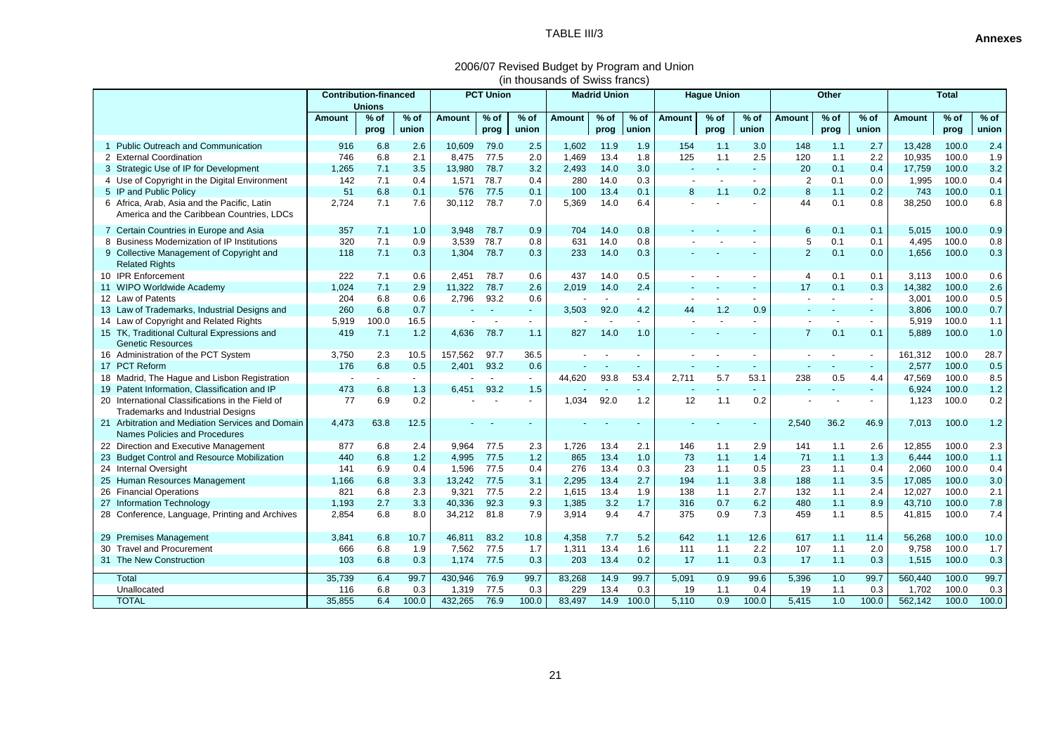TABLE III/3

**Annexes**

## 2006/07 Revised Budget by Program and Union
(in thousands of Swiss francs)

| | Contribution-financed Unions | | | PCT Union | | | Madrid Union | | | Hague Union | | | Other | | | Total | | |
|---|---|---|---|---|---|---|---|---|---|---|---|---|---|---|---|---|---|---|
| | Amount | % of prog | % of union | Amount | % of prog | % of union | Amount | % of prog | % of union | Amount | % of prog | % of union | Amount | % of prog | % of union | Amount | % of prog | % of union |
| 1 Public Outreach and Communication | 916 | 6.8 | 2.6 | 10,609 | 79.0 | 2.5 | 1,602 | 11.9 | 1.9 | 154 | 1.1 | 3.0 | 148 | 1.1 | 2.7 | 13,428 | 100.0 | 2.4 |
| 2 External Coordination | 746 | 6.8 | 2.1 | 8,475 | 77.5 | 2.0 | 1,469 | 13.4 | 1.8 | 125 | 1.1 | 2.5 | 120 | 1.1 | 2.2 | 10,935 | 100.0 | 1.9 |
| 3 Strategic Use of IP for Development | 1,265 | 7.1 | 3.5 | 13,980 | 78.7 | 3.2 | 2,493 | 14.0 | 3.0 | - | - | - | 20 | 0.1 | 0.4 | 17,759 | 100.0 | 3.2 |
| 4 Use of Copyright in the Digital Environment | 142 | 7.1 | 0.4 | 1,571 | 78.7 | 0.4 | 280 | 14.0 | 0.3 | - | - | - | 2 | 0.1 | 0.0 | 1,995 | 100.0 | 0.4 |
| 5 IP and Public Policy | 51 | 6.8 | 0.1 | 576 | 77.5 | 0.1 | 100 | 13.4 | 0.1 | 8 | 1.1 | 0.2 | 8 | 1.1 | 0.2 | 743 | 100.0 | 0.1 |
| 6 Africa, Arab, Asia and the Pacific, Latin America and the Caribbean Countries, LDCs | 2,724 | 7.1 | 7.6 | 30,112 | 78.7 | 7.0 | 5,369 | 14.0 | 6.4 | - | - | - | 44 | 0.1 | 0.8 | 38,250 | 100.0 | 6.8 |
| 7 Certain Countries in Europe and Asia | 357 | 7.1 | 1.0 | 3,948 | 78.7 | 0.9 | 704 | 14.0 | 0.8 | - | - | - | 6 | 0.1 | 0.1 | 5,015 | 100.0 | 0.9 |
| 8 Business Modernization of IP Institutions | 320 | 7.1 | 0.9 | 3,539 | 78.7 | 0.8 | 631 | 14.0 | 0.8 | - | - | - | 5 | 0.1 | 0.1 | 4,495 | 100.0 | 0.8 |
| 9 Collective Management of Copyright and Related Rights | 118 | 7.1 | 0.3 | 1,304 | 78.7 | 0.3 | 233 | 14.0 | 0.3 | - | - | - | 2 | 0.1 | 0.0 | 1,656 | 100.0 | 0.3 |
| 10 IPR Enforcement | 222 | 7.1 | 0.6 | 2,451 | 78.7 | 0.6 | 437 | 14.0 | 0.5 | - | - | - | 4 | 0.1 | 0.1 | 3,113 | 100.0 | 0.6 |
| 11 WIPO Worldwide Academy | 1,024 | 7.1 | 2.9 | 11,322 | 78.7 | 2.6 | 2,019 | 14.0 | 2.4 | - | - | - | 17 | 0.1 | 0.3 | 14,382 | 100.0 | 2.6 |
| 12 Law of Patents | 204 | 6.8 | 0.6 | 2,796 | 93.2 | 0.6 | - | - | - | - | - | - | - | - | - | 3,001 | 100.0 | 0.5 |
| 13 Law of Trademarks, Industrial Designs and | 260 | 6.8 | 0.7 | - | - | - | 3,503 | 92.0 | 4.2 | 44 | 1.2 | 0.9 | - | - | - | 3,806 | 100.0 | 0.7 |
| 14 Law of Copyright and Related Rights | 5,919 | 100.0 | 16.5 | - | - | - | - | - | - | - | - | - | - | - | - | 5,919 | 100.0 | 1.1 |
| 15 TK, Traditional Cultural Expressions and Genetic Resources | 419 | 7.1 | 1.2 | 4,636 | 78.7 | 1.1 | 827 | 14.0 | 1.0 | - | - | - | 7 | 0.1 | 0.1 | 5,889 | 100.0 | 1.0 |
| 16 Administration of the PCT System | 3,750 | 2.3 | 10.5 | 157,562 | 97.7 | 36.5 | - | - | - | - | - | - | - | - | - | 161,312 | 100.0 | 28.7 |
| 17 PCT Reform | 176 | 6.8 | 0.5 | 2,401 | 93.2 | 0.6 | - | - | - | - | - | - | - | - | - | 2,577 | 100.0 | 0.5 |
| 18 Madrid, The Hague and Lisbon Registration | - | - | - | - | - | - | 44,620 | 93.8 | 53.4 | 2,711 | 5.7 | 53.1 | 238 | 0.5 | 4.4 | 47,569 | 100.0 | 8.5 |
| 19 Patent Information, Classification and IP | 473 | 6.8 | 1.3 | 6,451 | 93.2 | 1.5 | - | - | - | - | - | - | - | - | - | 6,924 | 100.0 | 1.2 |
| 20 International Classifications in the Field of Trademarks and Industrial Designs | 77 | 6.9 | 0.2 | - | - | - | 1,034 | 92.0 | 1.2 | 12 | 1.1 | 0.2 | - | - | - | 1,123 | 100.0 | 0.2 |
| 21 Arbitration and Mediation Services and Domain Names Policies and Procedures | 4,473 | 63.8 | 12.5 | - | - | - | - | - | - | - | - | - | 2,540 | 36.2 | 46.9 | 7,013 | 100.0 | 1.2 |
| 22 Direction and Executive Management | 877 | 6.8 | 2.4 | 9,964 | 77.5 | 2.3 | 1,726 | 13.4 | 2.1 | 146 | 1.1 | 2.9 | 141 | 1.1 | 2.6 | 12,855 | 100.0 | 2.3 |
| 23 Budget Control and Resource Mobilization | 440 | 6.8 | 1.2 | 4,995 | 77.5 | 1.2 | 865 | 13.4 | 1.0 | 73 | 1.1 | 1.4 | 71 | 1.1 | 1.3 | 6,444 | 100.0 | 1.1 |
| 24 Internal Oversight | 141 | 6.9 | 0.4 | 1,596 | 77.5 | 0.4 | 276 | 13.4 | 0.3 | 23 | 1.1 | 0.5 | 23 | 1.1 | 0.4 | 2,060 | 100.0 | 0.4 |
| 25 Human Resources Management | 1,166 | 6.8 | 3.3 | 13,242 | 77.5 | 3.1 | 2,295 | 13.4 | 2.7 | 194 | 1.1 | 3.8 | 188 | 1.1 | 3.5 | 17,085 | 100.0 | 3.0 |
| 26 Financial Operations | 821 | 6.8 | 2.3 | 9,321 | 77.5 | 2.2 | 1,615 | 13.4 | 1.9 | 138 | 1.1 | 2.7 | 132 | 1.1 | 2.4 | 12,027 | 100.0 | 2.1 |
| 27 Information Technology | 1,193 | 2.7 | 3.3 | 40,336 | 92.3 | 9.3 | 1,385 | 3.2 | 1.7 | 316 | 0.7 | 6.2 | 480 | 1.1 | 8.9 | 43,710 | 100.0 | 7.8 |
| 28 Conference, Language, Printing and Archives | 2,854 | 6.8 | 8.0 | 34,212 | 81.8 | 7.9 | 3,914 | 9.4 | 4.7 | 375 | 0.9 | 7.3 | 459 | 1.1 | 8.5 | 41,815 | 100.0 | 7.4 |
| 29 Premises Management | 3,841 | 6.8 | 10.7 | 46,811 | 83.2 | 10.8 | 4,358 | 7.7 | 5.2 | 642 | 1.1 | 12.6 | 617 | 1.1 | 11.4 | 56,268 | 100.0 | 10.0 |
| 30 Travel and Procurement | 666 | 6.8 | 1.9 | 7,562 | 77.5 | 1.7 | 1,311 | 13.4 | 1.6 | 111 | 1.1 | 2.2 | 107 | 1.1 | 2.0 | 9,758 | 100.0 | 1.7 |
| 31 The New Construction | 103 | 6.8 | 0.3 | 1,174 | 77.5 | 0.3 | 203 | 13.4 | 0.2 | 17 | 1.1 | 0.3 | 17 | 1.1 | 0.3 | 1,515 | 100.0 | 0.3 |
| Total | 35,739 | 6.4 | 99.7 | 430,946 | 76.9 | 99.7 | 83,268 | 14.9 | 99.7 | 5,091 | 0.9 | 99.6 | 5,396 | 1.0 | 99.7 | 560,440 | 100.0 | 99.7 |
| Unallocated | 116 | 6.8 | 0.3 | 1,319 | 77.5 | 0.3 | 229 | 13.4 | 0.3 | 19 | 1.1 | 0.4 | 19 | 1.1 | 0.3 | 1,702 | 100.0 | 0.3 |
| TOTAL | 35,855 | 6.4 | 100.0 | 432,265 | 76.9 | 100.0 | 83,497 | 14.9 | 100.0 | 5,110 | 0.9 | 100.0 | 5,415 | 1.0 | 100.0 | 562,142 | 100.0 | 100.0 |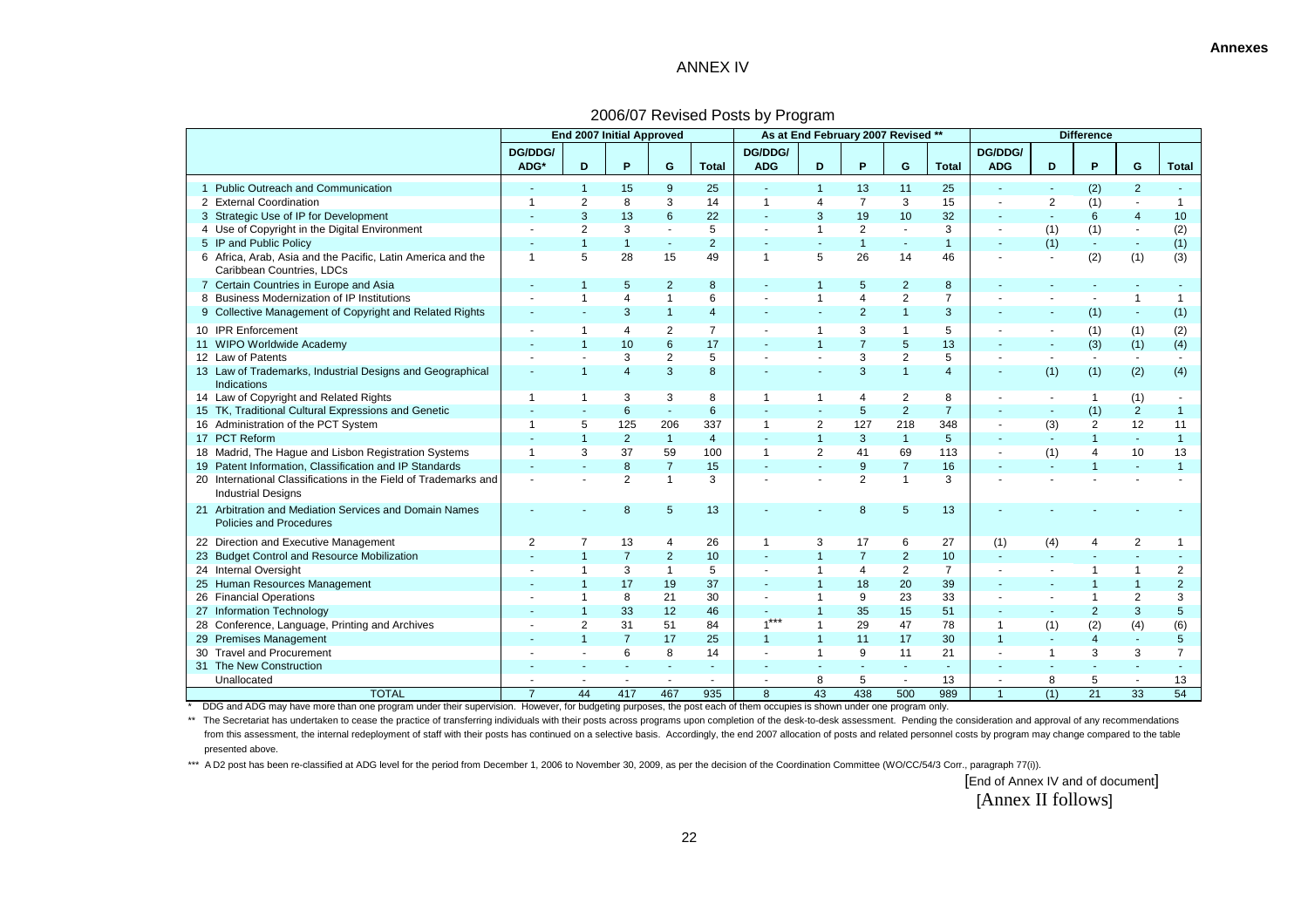Annexes

# ANNEX IV

## 2006/07 Revised Posts by Program

| | End 2007 Initial Approved | | | | | As at End February 2007 Revised ** | | | | | Difference | | | | |
|---|---|---|---|---|---|---|---|---|---|---|---|---|---|---|---|
| | DG/DDG/ ADG* | D | P | G | Total | DG/DDG/ ADG | D | P | G | Total | DG/DDG/ ADG | D | P | G | Total |
| 1 Public Outreach and Communication | - | 1 | 15 | 9 | 25 | - | 1 | 13 | 11 | 25 | - | - | (2) | 2 | - |
| 2 External Coordination | 1 | 2 | 8 | 3 | 14 | 1 | 4 | 7 | 3 | 15 | - | 2 | (1) | - | 1 |
| 3 Strategic Use of IP for Development | - | 3 | 13 | 6 | 22 | - | 3 | 19 | 10 | 32 | - | - | 6 | 4 | 10 |
| 4 Use of Copyright in the Digital Environment | - | 2 | 3 | - | 5 | - | 1 | 2 | - | 3 | - | (1) | (1) | - | (2) |
| 5 IP and Public Policy | - | 1 | 1 | - | 2 | - | - | 1 | - | 1 | - | (1) | - | - | (1) |
| 6 Africa, Arab, Asia and the Pacific, Latin America and the Caribbean Countries, LDCs | 1 | 5 | 28 | 15 | 49 | 1 | 5 | 26 | 14 | 46 | - | - | (2) | (1) | (3) |
| 7 Certain Countries in Europe and Asia | - | 1 | 5 | 2 | 8 | - | 1 | 5 | 2 | 8 | - | - | - | - | - |
| 8 Business Modernization of IP Institutions | - | 1 | 4 | 1 | 6 | - | 1 | 4 | 2 | 7 | - | - | - | 1 | 1 |
| 9 Collective Management of Copyright and Related Rights | - | - | 3 | 1 | 4 | - | - | 2 | 1 | 3 | - | - | (1) | - | (1) |
| 10 IPR Enforcement | - | 1 | 4 | 2 | 7 | - | 1 | 3 | 1 | 5 | - | - | (1) | (1) | (2) |
| 11 WIPO Worldwide Academy | - | 1 | 10 | 6 | 17 | - | 1 | 7 | 5 | 13 | - | - | (3) | (1) | (4) |
| 12 Law of Patents | - | - | 3 | 2 | 5 | - | - | 3 | 2 | 5 | - | - | - | - | - |
| 13 Law of Trademarks, Industrial Designs and Geographical Indications | - | 1 | 4 | 3 | 8 | - | - | 3 | 1 | 4 | - | (1) | (1) | (2) | (4) |
| 14 Law of Copyright and Related Rights | 1 | 1 | 3 | 3 | 8 | 1 | 1 | 4 | 2 | 8 | - | - | 1 | (1) | - |
| 15 TK, Traditional Cultural Expressions and Genetic | - | - | 6 | - | 6 | - | - | 5 | 2 | 7 | - | - | (1) | 2 | 1 |
| 16 Administration of the PCT System | 1 | 5 | 125 | 206 | 337 | 1 | 2 | 127 | 218 | 348 | - | (3) | 2 | 12 | 11 |
| 17 PCT Reform | - | 1 | 2 | 1 | 4 | - | 1 | 3 | 1 | 5 | - | - | 1 | - | 1 |
| 18 Madrid, The Hague and Lisbon Registration Systems | 1 | 3 | 37 | 59 | 100 | 1 | 2 | 41 | 69 | 113 | - | (1) | 4 | 10 | 13 |
| 19 Patent Information, Classification and IP Standards | - | - | 8 | 7 | 15 | - | - | 9 | 7 | 16 | - | - | 1 | - | 1 |
| 20 International Classifications in the Field of Trademarks and Industrial Designs | - | - | 2 | 1 | 3 | - | - | 2 | 1 | 3 | - | - | - | - | - |
| 21 Arbitration and Mediation Services and Domain Names Policies and Procedures | - | - | 8 | 5 | 13 | - | - | 8 | 5 | 13 | - | - | - | - | - |
| 22 Direction and Executive Management | 2 | 7 | 13 | 4 | 26 | 1 | 3 | 17 | 6 | 27 | (1) | (4) | 4 | 2 | 1 |
| 23 Budget Control and Resource Mobilization | - | 1 | 7 | 2 | 10 | - | 1 | 7 | 2 | 10 | - | - | - | - | - |
| 24 Internal Oversight | - | 1 | 3 | 1 | 5 | - | 1 | 4 | 2 | 7 | - | - | 1 | 1 | 2 |
| 25 Human Resources Management | - | 1 | 17 | 19 | 37 | - | 1 | 18 | 20 | 39 | - | - | 1 | 1 | 2 |
| 26 Financial Operations | - | 1 | 8 | 21 | 30 | - | 1 | 9 | 23 | 33 | - | - | 1 | 2 | 3 |
| 27 Information Technology | - | 1 | 33 | 12 | 46 | - | 1 | 35 | 15 | 51 | - | - | 2 | 3 | 5 |
| 28 Conference, Language, Printing and Archives | - | 2 | 31 | 51 | 84 | 1*** | 1 | 29 | 47 | 78 | 1 | (1) | (2) | (4) | (6) |
| 29 Premises Management | - | 1 | 7 | 17 | 25 | 1 | 1 | 11 | 17 | 30 | 1 | - | 4 | - | 5 |
| 30 Travel and Procurement | - | - | 6 | 8 | 14 | - | 1 | 9 | 11 | 21 | - | 1 | 3 | 3 | 7 |
| 31 The New Construction | - | - | - | - | - | - | - | - | - | - | - | - | - | - | - |
| Unallocated | - | - | - | - | - | - | 8 | 5 | - | 13 | - | 8 | 5 | - | 13 |
| TOTAL | 7 | 44 | 417 | 467 | 935 | 8 | 43 | 438 | 500 | 989 | 1 | (1) | 21 | 33 | 54 |

\* DDG and ADG may have more than one program under their supervision. However, for budgeting purposes, the post each of them occupies is shown under one program only.

** The Secretariat has undertaken to cease the practice of transferring individuals with their posts across programs upon completion of the desk-to-desk assessment. Pending the consideration and approval of any recommendations from this assessment, the internal redeployment of staff with their posts has continued on a selective basis. Accordingly, the end 2007 allocation of posts and related personnel costs by program may change compared to the table presented above.

*** A D2 post has been re-classified at ADG level for the period from December 1, 2006 to November 30, 2009, as per the decision of the Coordination Committee (WO/CC/54/3 Corr., paragraph 77(i)).

[End of Annex IV and of document]

[Annex II follows]